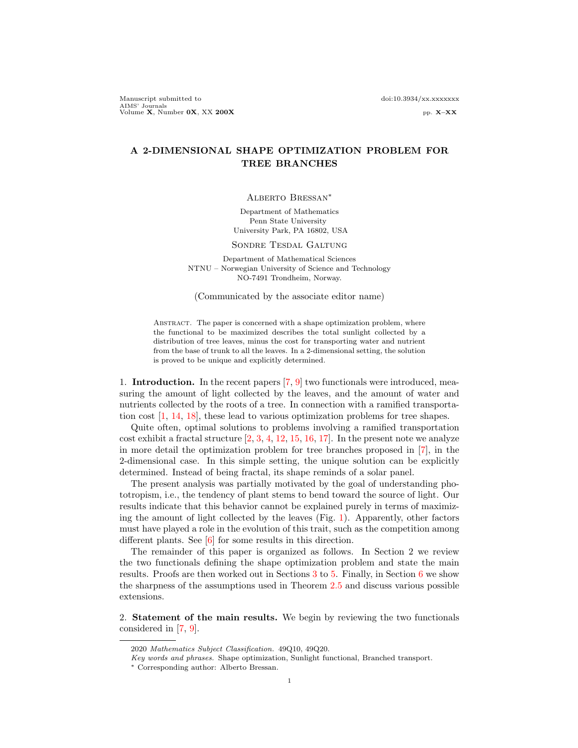# A 2-DIMENSIONAL SHAPE OPTIMIZATION PROBLEM FOR TREE BRANCHES

Alberto Bressan*

Department of Mathematics
Penn State University
University Park, PA 16802, USA

Sondre Tesdal Galtung

Department of Mathematical Sciences
NTNU – Norwegian University of Science and Technology
NO-7491 Trondheim, Norway.

(Communicated by the associate editor name)

Abstract. The paper is concerned with a shape optimization problem, where the functional to be maximized describes the total sunlight collected by a distribution of tree leaves, minus the cost for transporting water and nutrient from the base of trunk to all the leaves. In a 2-dimensional setting, the solution is proved to be unique and explicitly determined.

## 1. Introduction.

In the recent papers [7, 9] two functionals were introduced, measuring the amount of light collected by the leaves, and the amount of water and nutrients collected by the roots of a tree. In connection with a ramified transportation cost [1, 14, 18], these lead to various optimization problems for tree shapes.

Quite often, optimal solutions to problems involving a ramified transportation cost exhibit a fractal structure [2, 3, 4, 12, 15, 16, 17]. In the present note we analyze in more detail the optimization problem for tree branches proposed in [7], in the 2-dimensional case. In this simple setting, the unique solution can be explicitly determined. Instead of being fractal, its shape reminds of a solar panel.

The present analysis was partially motivated by the goal of understanding phototropism, i.e., the tendency of plant stems to bend toward the source of light. Our results indicate that this behavior cannot be explained purely in terms of maximizing the amount of light collected by the leaves (Fig. 1). Apparently, other factors must have played a role in the evolution of this trait, such as the competition among different plants. See [6] for some results in this direction.

The remainder of this paper is organized as follows. In Section 2 we review the two functionals defining the shape optimization problem and state the main results. Proofs are then worked out in Sections 3 to 5. Finally, in Section 6 we show the sharpness of the assumptions used in Theorem 2.5 and discuss various possible extensions.

## 2. Statement of the main results.

We begin by reviewing the two functionals considered in [7, 9].

2020 *Mathematics Subject Classification.* 49Q10, 49Q20.

*Key words and phrases.* Shape optimization, Sunlight functional, Branched transport.

\* Corresponding author: Alberto Bressan.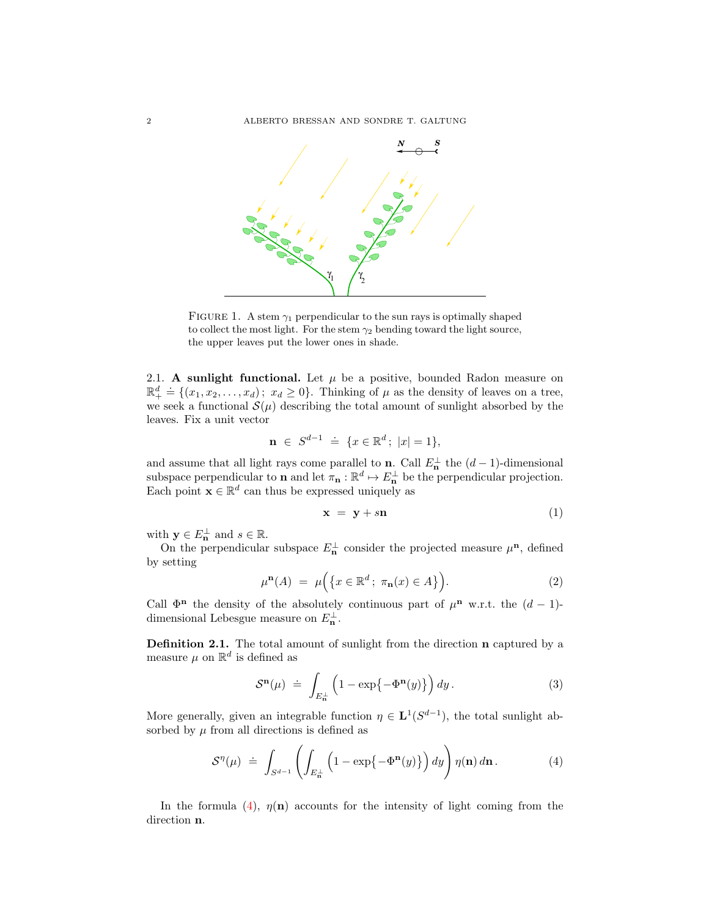FIGURE 1. A stem $\gamma_1$ perpendicular to the sun rays is optimally shaped to collect the most light. For the stem $\gamma_2$ bending toward the light source, the upper leaves put the lower ones in shade.

### 2.1. A sunlight functional.

Let $\mu$ be a positive, bounded Radon measure on $\mathbb{R}^d_+ \doteq \{(x_1, x_2, \ldots, x_d)\,;\ x_d \geq 0\}$. Thinking of $\mu$ as the density of leaves on a tree, we seek a functional $\mathcal{S}(\mu)$ describing the total amount of sunlight absorbed by the leaves. Fix a unit vector

$$\mathbf{n} \ \in \ S^{d-1} \ \doteq \ \{x \in \mathbb{R}^d\,;\ |x| = 1\},$$

and assume that all light rays come parallel to $\mathbf{n}$. Call $E^\perp_{\mathbf{n}}$ the $(d-1)$-dimensional subspace perpendicular to $\mathbf{n}$ and let $\pi_{\mathbf{n}} : \mathbb{R}^d \mapsto E^\perp_{\mathbf{n}}$ be the perpendicular projection. Each point $\mathbf{x} \in \mathbb{R}^d$ can thus be expressed uniquely as

$$\mathbf{x} \ = \ \mathbf{y} + s\mathbf{n} \tag{1}$$

with $\mathbf{y} \in E^\perp_{\mathbf{n}}$ and $s \in \mathbb{R}$.

On the perpendicular subspace $E^\perp_{\mathbf{n}}$ consider the projected measure $\mu^{\mathbf{n}}$, defined by setting

$$\mu^{\mathbf{n}}(A) \ = \ \mu\Big(\big\{x \in \mathbb{R}^d\,;\ \pi_{\mathbf{n}}(x) \in A\big\}\Big). \tag{2}$$

Call $\Phi^{\mathbf{n}}$ the density of the absolutely continuous part of $\mu^{\mathbf{n}}$ w.r.t. the $(d-1)$-dimensional Lebesgue measure on $E^\perp_{\mathbf{n}}$.

**Definition 2.1.** The total amount of sunlight from the direction $\mathbf{n}$ captured by a measure $\mu$ on $\mathbb{R}^d$ is defined as

$$\mathcal{S}^{\mathbf{n}}(\mu) \ \doteq \ \int_{E^\perp_{\mathbf{n}}} \Big(1 - \exp\big\{-\Phi^{\mathbf{n}}(y)\big\}\Big)\, dy\,. \tag{3}$$

More generally, given an integrable function $\eta \in \mathbf{L}^1(S^{d-1})$, the total sunlight absorbed by $\mu$ from all directions is defined as

$$\mathcal{S}^{\eta}(\mu) \ \doteq \ \int_{S^{d-1}} \left( \int_{E^\perp_{\mathbf{n}}} \Big(1 - \exp\big\{-\Phi^{\mathbf{n}}(y)\big\}\Big)\, dy \right) \eta(\mathbf{n})\, d\mathbf{n}\,. \tag{4}$$

In the formula (4), $\eta(\mathbf{n})$ accounts for the intensity of light coming from the direction $\mathbf{n}$.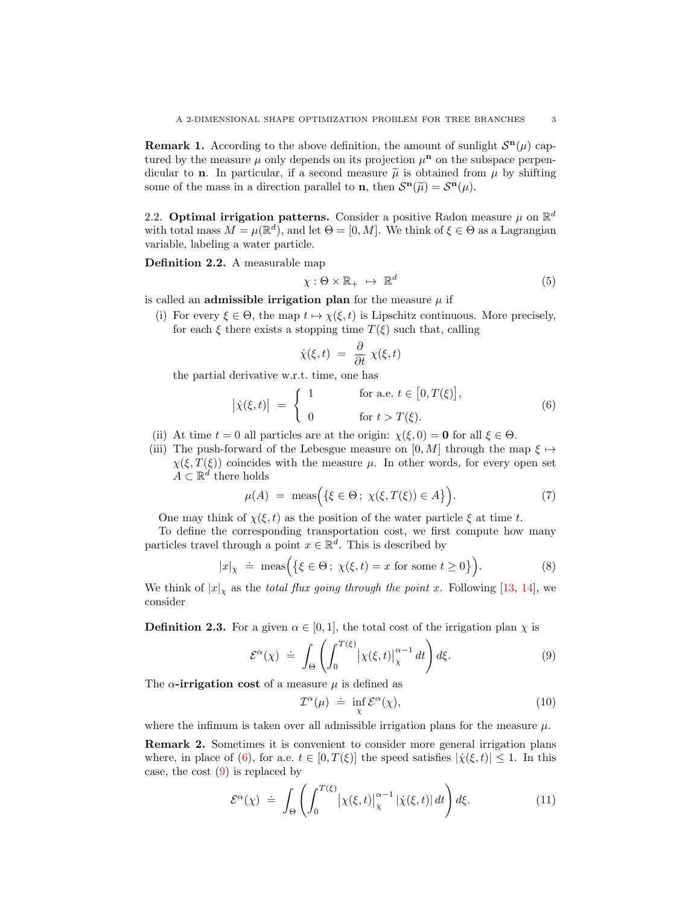**Remark 1.** According to the above definition, the amount of sunlight $\mathcal{S}^{\mathbf{n}}(\mu)$ captured by the measure $\mu$ only depends on its projection $\mu^{\mathbf{n}}$ on the subspace perpendicular to $\mathbf{n}$. In particular, if a second measure $\widetilde{\mu}$ is obtained from $\mu$ by shifting some of the mass in a direction parallel to $\mathbf{n}$, then $\mathcal{S}^{\mathbf{n}}(\widetilde{\mu}) = \mathcal{S}^{\mathbf{n}}(\mu)$.

2.2. **Optimal irrigation patterns.** Consider a positive Radon measure $\mu$ on $\mathbb{R}^d$ with total mass $M = \mu(\mathbb{R}^d)$, and let $\Theta = [0, M]$. We think of $\xi \in \Theta$ as a Lagrangian variable, labeling a water particle.

**Definition 2.2.** A measurable map

$$\chi : \Theta \times \mathbb{R}_+ \mapsto \mathbb{R}^d \tag{5}$$

is called an **admissible irrigation plan** for the measure $\mu$ if

(i) For every $\xi \in \Theta$, the map $t \mapsto \chi(\xi, t)$ is Lipschitz continuous. More precisely, for each $\xi$ there exists a stopping time $T(\xi)$ such that, calling

$$\dot{\chi}(\xi, t) \;=\; \frac{\partial}{\partial t}\, \chi(\xi, t)$$

the partial derivative w.r.t. time, one has

$$\bigl|\dot{\chi}(\xi, t)\bigr| \;=\; \begin{cases} 1 & \text{for a.e. } t \in \bigl[0, T(\xi)\bigr], \\[2mm] 0 & \text{for } t > T(\xi). \end{cases} \tag{6}$$

(ii) At time $t = 0$ all particles are at the origin: $\chi(\xi, 0) = \mathbf{0}$ for all $\xi \in \Theta$.

(iii) The push-forward of the Lebesgue measure on $[0, M]$ through the map $\xi \mapsto \chi(\xi, T(\xi))$ coincides with the measure $\mu$. In other words, for every open set $A \subset \mathbb{R}^d$ there holds

$$\mu(A) \;=\; \text{meas}\Bigl(\bigl\{\xi \in \Theta\,;\; \chi(\xi, T(\xi)) \in A\bigr\}\Bigr). \tag{7}$$

One may think of $\chi(\xi, t)$ as the position of the water particle $\xi$ at time $t$.

To define the corresponding transportation cost, we first compute how many particles travel through a point $x \in \mathbb{R}^d$. This is described by

$$|x|_\chi \;\doteq\; \text{meas}\Bigl(\bigl\{\xi \in \Theta\,;\; \chi(\xi, t) = x \text{ for some } t \geq 0\bigr\}\Bigr). \tag{8}$$

We think of $|x|_\chi$ as the *total flux going through the point* $x$. Following [13, 14], we consider

**Definition 2.3.** For a given $\alpha \in [0, 1]$, the total cost of the irrigation plan $\chi$ is

$$\mathcal{E}^\alpha(\chi) \;\doteq\; \int_\Theta \left( \int_0^{T(\xi)} \bigl|\chi(\xi, t)\bigr|_\chi^{\alpha - 1}\, dt \right) d\xi. \tag{9}$$

The **$\alpha$-irrigation cost** of a measure $\mu$ is defined as

$$\mathcal{I}^\alpha(\mu) \;\doteq\; \inf_\chi \mathcal{E}^\alpha(\chi), \tag{10}$$

where the infimum is taken over all admissible irrigation plans for the measure $\mu$.

**Remark 2.** Sometimes it is convenient to consider more general irrigation plans where, in place of (6), for a.e. $t \in [0, T(\xi)]$ the speed satisfies $|\dot{\chi}(\xi, t)| \leq 1$. In this case, the cost (9) is replaced by

$$\mathcal{E}^\alpha(\chi) \;\doteq\; \int_\Theta \left( \int_0^{T(\xi)} \bigl|\chi(\xi, t)\bigr|_\chi^{\alpha - 1} \,|\dot{\chi}(\xi, t)|\, dt \right) d\xi. \tag{11}$$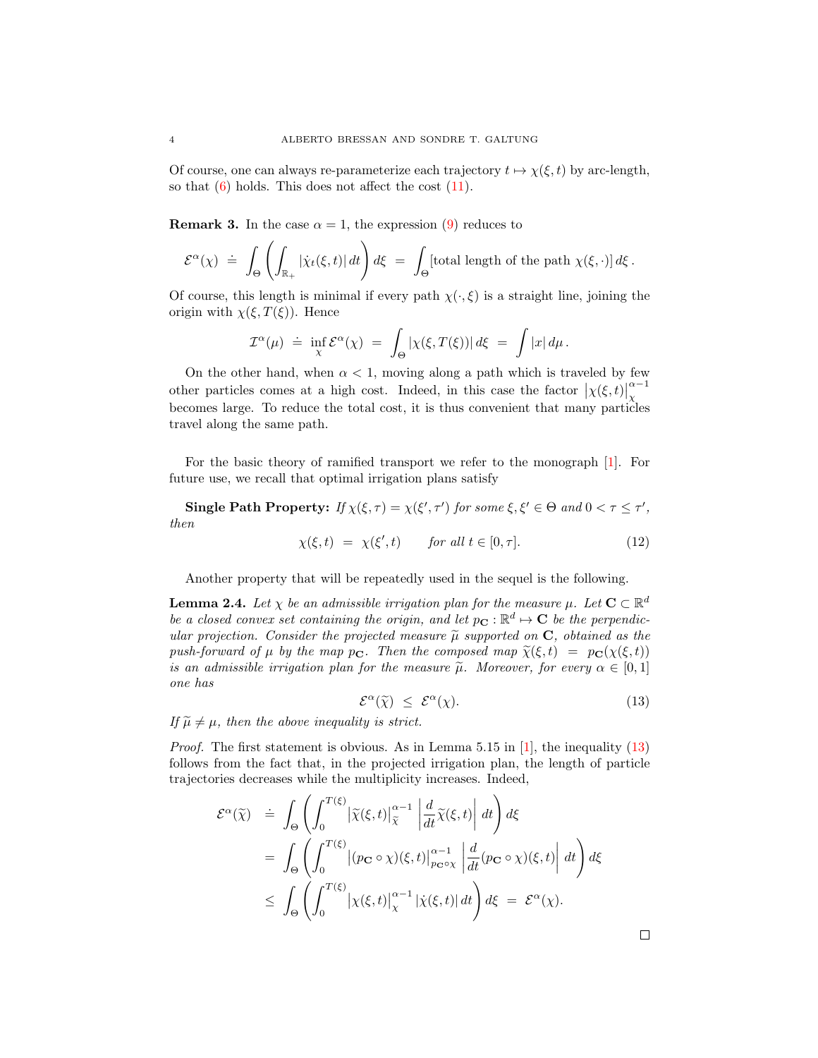Of course, one can always re-parameterize each trajectory $t \mapsto \chi(\xi, t)$ by arc-length, so that (6) holds. This does not affect the cost (11).

**Remark 3.** In the case $\alpha = 1$, the expression (9) reduces to

$$\mathcal{E}^\alpha(\chi) \doteq \int_\Theta \left( \int_{\mathbb{R}_+} |\dot{\chi}_t(\xi, t)| \, dt \right) d\xi = \int_\Theta [\text{total length of the path } \chi(\xi, \cdot)] \, d\xi \,.$$

Of course, this length is minimal if every path $\chi(\cdot, \xi)$ is a straight line, joining the origin with $\chi(\xi, T(\xi))$. Hence

$$\mathcal{I}^\alpha(\mu) \doteq \inf_\chi \mathcal{E}^\alpha(\chi) = \int_\Theta |\chi(\xi, T(\xi))| \, d\xi = \int |x| \, d\mu \,.$$

On the other hand, when $\alpha < 1$, moving along a path which is traveled by few other particles comes at a high cost. Indeed, in this case the factor $\big|\chi(\xi, t)\big|_\chi^{\alpha - 1}$ becomes large. To reduce the total cost, it is thus convenient that many particles travel along the same path.

For the basic theory of ramified transport we refer to the monograph [1]. For future use, we recall that optimal irrigation plans satisfy

**Single Path Property:** *If $\chi(\xi, \tau) = \chi(\xi', \tau')$ for some $\xi, \xi' \in \Theta$ and $0 < \tau \leq \tau'$, then*

$$\chi(\xi, t) = \chi(\xi', t) \qquad \textit{for all } t \in [0, \tau]. \tag{12}$$

Another property that will be repeatedly used in the sequel is the following.

**Lemma 2.4.** *Let $\chi$ be an admissible irrigation plan for the measure $\mu$. Let $\mathbf{C} \subset \mathbb{R}^d$ be a closed convex set containing the origin, and let $p_{\mathbf{C}} : \mathbb{R}^d \mapsto \mathbf{C}$ be the perpendicular projection. Consider the projected measure $\widetilde{\mu}$ supported on $\mathbf{C}$, obtained as the push-forward of $\mu$ by the map $p_{\mathbf{C}}$. Then the composed map $\widetilde{\chi}(\xi, t) = p_{\mathbf{C}}(\chi(\xi, t))$ is an admissible irrigation plan for the measure $\widetilde{\mu}$. Moreover, for every $\alpha \in [0, 1]$ one has*

$$\mathcal{E}^\alpha(\widetilde{\chi}) \leq \mathcal{E}^\alpha(\chi). \tag{13}$$

*If $\widetilde{\mu} \neq \mu$, then the above inequality is strict.*

*Proof.* The first statement is obvious. As in Lemma 5.15 in [1], the inequality (13) follows from the fact that, in the projected irrigation plan, the length of particle trajectories decreases while the multiplicity increases. Indeed,

$$\begin{aligned}
\mathcal{E}^\alpha(\widetilde{\chi}) &\doteq \int_\Theta \left( \int_0^{T(\xi)} \big|\widetilde{\chi}(\xi, t)\big|_{\widetilde{\chi}}^{\alpha - 1} \left| \frac{d}{dt} \widetilde{\chi}(\xi, t) \right| \, dt \right) d\xi \\
&= \int_\Theta \left( \int_0^{T(\xi)} \big|(p_{\mathbf{C}} \circ \chi)(\xi, t)\big|_{p_{\mathbf{C}} \circ \chi}^{\alpha - 1} \left| \frac{d}{dt} (p_{\mathbf{C}} \circ \chi)(\xi, t) \right| \, dt \right) d\xi \\
&\leq \int_\Theta \left( \int_0^{T(\xi)} \big|\chi(\xi, t)\big|_\chi^{\alpha - 1} |\dot{\chi}(\xi, t)| \, dt \right) d\xi = \mathcal{E}^\alpha(\chi).
\end{aligned}$$

$\square$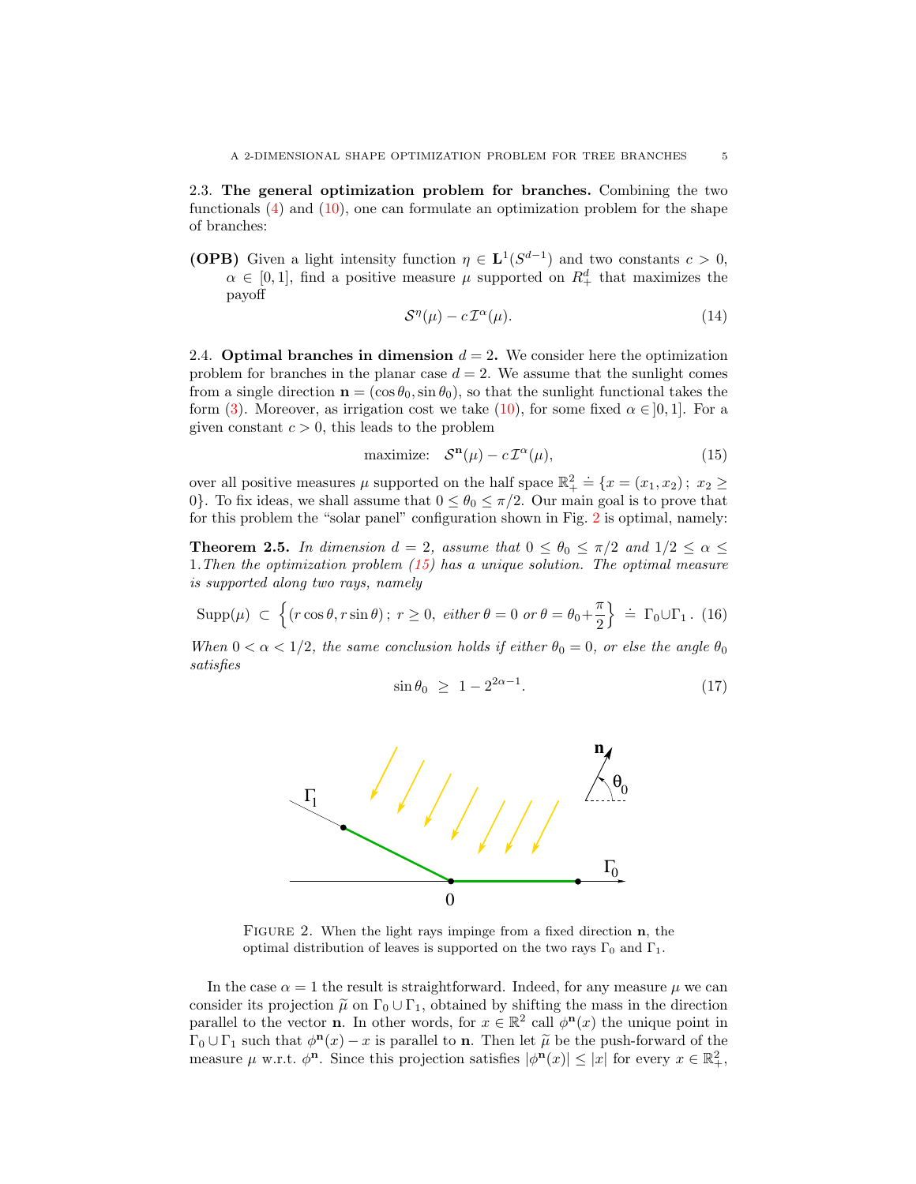**2.3. The general optimization problem for branches.** Combining the two functionals (4) and (10), one can formulate an optimization problem for the shape of branches:

**(OPB)** Given a light intensity function $\eta \in \mathbf{L}^1(S^{d-1})$ and two constants $c > 0$, $\alpha \in [0,1]$, find a positive measure $\mu$ supported on $R^d_+$ that maximizes the payoff

$$\mathcal{S}^\eta(\mu) - c\mathcal{I}^\alpha(\mu). \tag{14}$$

**2.4. Optimal branches in dimension $d = 2$.** We consider here the optimization problem for branches in the planar case $d = 2$. We assume that the sunlight comes from a single direction $\mathbf{n} = (\cos\theta_0, \sin\theta_0)$, so that the sunlight functional takes the form (3). Moreover, as irrigation cost we take (10), for some fixed $\alpha \in ]0,1]$. For a given constant $c > 0$, this leads to the problem

$$\text{maximize:} \quad \mathcal{S}^{\mathbf{n}}(\mu) - c\mathcal{I}^\alpha(\mu), \tag{15}$$

over all positive measures $\mu$ supported on the half space $\mathbb{R}^2_+ \doteq \{x = (x_1, x_2)\,;\ x_2 \geq 0\}$. To fix ideas, we shall assume that $0 \leq \theta_0 \leq \pi/2$. Our main goal is to prove that for this problem the "solar panel" configuration shown in Fig. 2 is optimal, namely:

**Theorem 2.5.** *In dimension $d = 2$, assume that $0 \leq \theta_0 \leq \pi/2$ and $1/2 \leq \alpha \leq 1$. Then the optimization problem (15) has a unique solution. The optimal measure is supported along two rays, namely*

$$\text{Supp}(\mu) \ \subset\ \left\{(r\cos\theta, r\sin\theta)\,;\ r \geq 0,\ \text{either } \theta = 0 \text{ or } \theta = \theta_0 + \frac{\pi}{2}\right\} \ \doteq\ \Gamma_0 \cup \Gamma_1\,. \tag{16}$$

*When $0 < \alpha < 1/2$, the same conclusion holds if either $\theta_0 = 0$, or else the angle $\theta_0$ satisfies*

$$\sin\theta_0 \ \geq\ 1 - 2^{2\alpha - 1}. \tag{17}$$

FIGURE 2. When the light rays impinge from a fixed direction $\mathbf{n}$, the optimal distribution of leaves is supported on the two rays $\Gamma_0$ and $\Gamma_1$.

In the case $\alpha = 1$ the result is straightforward. Indeed, for any measure $\mu$ we can consider its projection $\widetilde{\mu}$ on $\Gamma_0 \cup \Gamma_1$, obtained by shifting the mass in the direction parallel to the vector $\mathbf{n}$. In other words, for $x \in \mathbb{R}^2$ call $\phi^{\mathbf{n}}(x)$ the unique point in $\Gamma_0 \cup \Gamma_1$ such that $\phi^{\mathbf{n}}(x) - x$ is parallel to $\mathbf{n}$. Then let $\widetilde{\mu}$ be the push-forward of the measure $\mu$ w.r.t. $\phi^{\mathbf{n}}$. Since this projection satisfies $|\phi^{\mathbf{n}}(x)| \leq |x|$ for every $x \in \mathbb{R}^2_+$,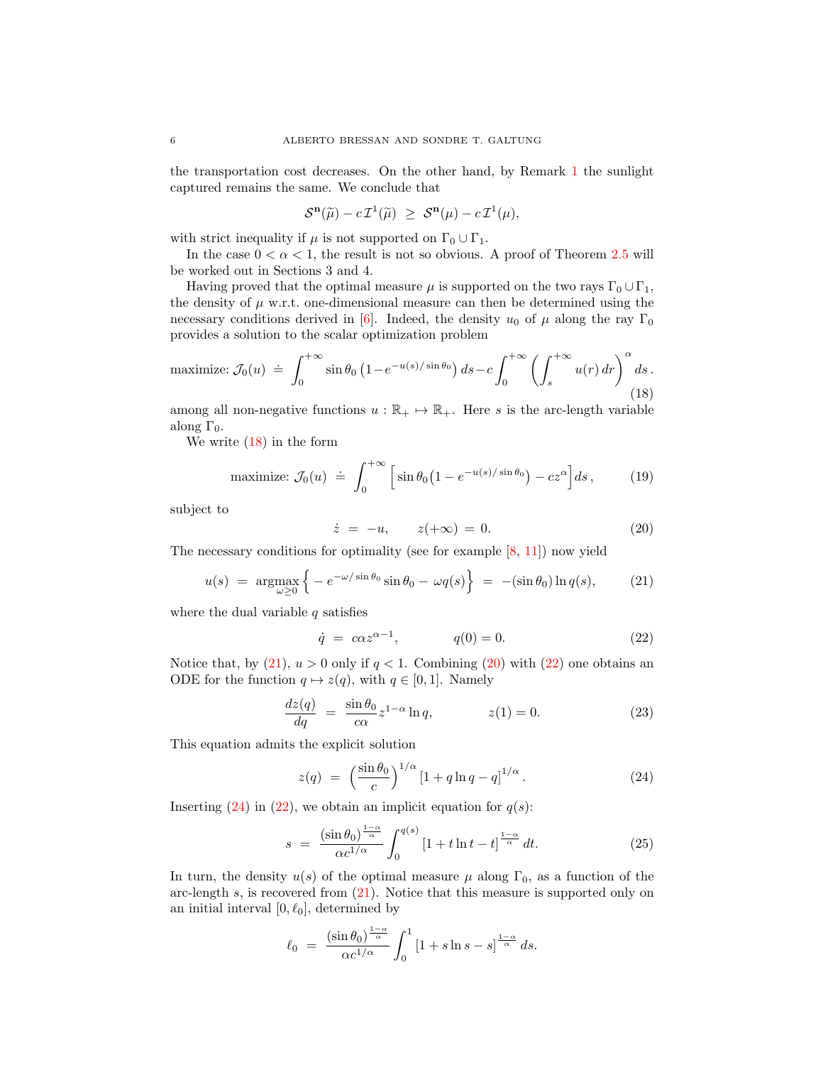the transportation cost decreases. On the other hand, by Remark 1 the sunlight captured remains the same. We conclude that

$$\mathcal{S}^{\mathbf{n}}(\widetilde{\mu}) - c\,\mathcal{I}^1(\widetilde{\mu}) \;\geq\; \mathcal{S}^{\mathbf{n}}(\mu) - c\,\mathcal{I}^1(\mu),$$

with strict inequality if $\mu$ is not supported on $\Gamma_0 \cup \Gamma_1$.

In the case $0 < \alpha < 1$, the result is not so obvious. A proof of Theorem 2.5 will be worked out in Sections 3 and 4.

Having proved that the optimal measure $\mu$ is supported on the two rays $\Gamma_0 \cup \Gamma_1$, the density of $\mu$ w.r.t. one-dimensional measure can then be determined using the necessary conditions derived in [6]. Indeed, the density $u_0$ of $\mu$ along the ray $\Gamma_0$ provides a solution to the scalar optimization problem

$$\text{maximize: } \mathcal{J}_0(u) \;\doteq\; \int_0^{+\infty} \sin\theta_0 \left(1 - e^{-u(s)/\sin\theta_0}\right) ds - c\int_0^{+\infty} \left(\int_s^{+\infty} u(r)\,dr\right)^{\alpha} ds\,. \tag{18}$$

among all non-negative functions $u : \mathbb{R}_+ \mapsto \mathbb{R}_+$. Here $s$ is the arc-length variable along $\Gamma_0$.

We write (18) in the form

$$\text{maximize: } \mathcal{J}_0(u) \;\doteq\; \int_0^{+\infty} \Big[\sin\theta_0\big(1 - e^{-u(s)/\sin\theta_0}\big) - cz^{\alpha}\Big] ds\,, \tag{19}$$

subject to

$$\dot{z} \;=\; -u, \qquad z(+\infty) \;=\; 0. \tag{20}$$

The necessary conditions for optimality (see for example [8, 11]) now yield

$$u(s) \;=\; \underset{\omega\geq 0}{\operatorname{argmax}} \Big\{ -e^{-\omega/\sin\theta_0}\sin\theta_0 - \omega q(s)\Big\} \;=\; -(\sin\theta_0)\ln q(s), \tag{21}$$

where the dual variable $q$ satisfies

$$\dot{q} \;=\; c\alpha z^{\alpha-1}, \qquad\qquad q(0) = 0. \tag{22}$$

Notice that, by (21), $u > 0$ only if $q < 1$. Combining (20) with (22) one obtains an ODE for the function $q \mapsto z(q)$, with $q \in [0,1]$. Namely

$$\frac{dz(q)}{dq} \;=\; \frac{\sin\theta_0}{c\alpha} z^{1-\alpha}\ln q, \qquad\qquad z(1) = 0. \tag{23}$$

This equation admits the explicit solution

$$z(q) \;=\; \Big(\frac{\sin\theta_0}{c}\Big)^{1/\alpha} \left[1 + q\ln q - q\right]^{1/\alpha}. \tag{24}$$

Inserting (24) in (22), we obtain an implicit equation for $q(s)$:

$$s \;=\; \frac{(\sin\theta_0)^{\frac{1-\alpha}{\alpha}}}{\alpha c^{1/\alpha}} \int_0^{q(s)} \left[1 + t\ln t - t\right]^{\frac{1-\alpha}{\alpha}} dt. \tag{25}$$

In turn, the density $u(s)$ of the optimal measure $\mu$ along $\Gamma_0$, as a function of the arc-length $s$, is recovered from (21). Notice that this measure is supported only on an initial interval $[0, \ell_0]$, determined by

$$\ell_0 \;=\; \frac{(\sin\theta_0)^{\frac{1-\alpha}{\alpha}}}{\alpha c^{1/\alpha}} \int_0^1 \left[1 + s\ln s - s\right]^{\frac{1-\alpha}{\alpha}} ds.$$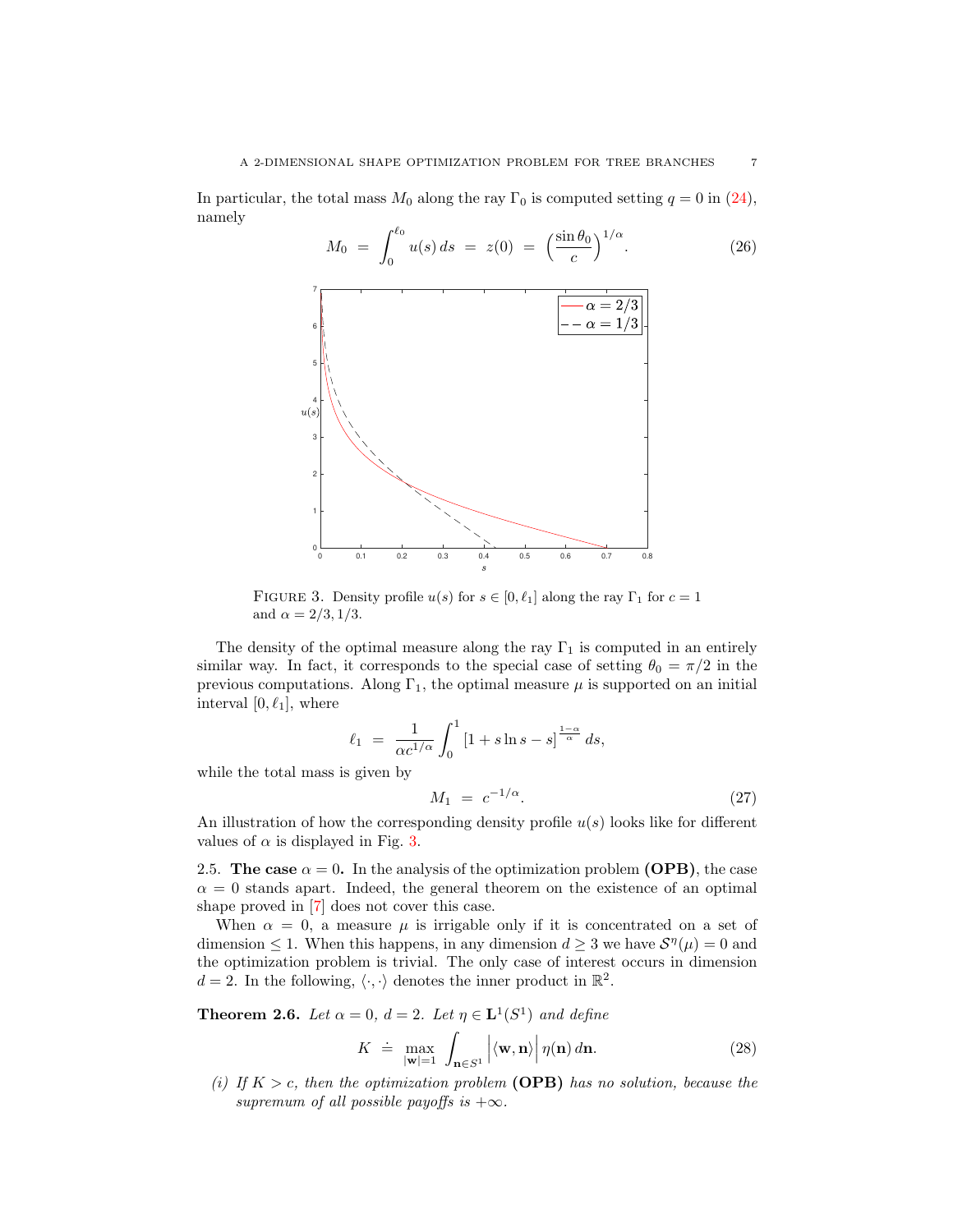In particular, the total mass $M_0$ along the ray $\Gamma_0$ is computed setting $q = 0$ in (24), namely

$$M_0 \;=\; \int_0^{\ell_0} u(s)\,ds \;=\; z(0) \;=\; \Big(\frac{\sin\theta_0}{c}\Big)^{1/\alpha}. \tag{26}$$

FIGURE 3. Density profile $u(s)$ for $s \in [0, \ell_1]$ along the ray $\Gamma_1$ for $c = 1$ and $\alpha = 2/3, 1/3$.

The density of the optimal measure along the ray $\Gamma_1$ is computed in an entirely similar way. In fact, it corresponds to the special case of setting $\theta_0 = \pi/2$ in the previous computations. Along $\Gamma_1$, the optimal measure $\mu$ is supported on an initial interval $[0, \ell_1]$, where

$$\ell_1 \;=\; \frac{1}{\alpha c^{1/\alpha}} \int_0^1 \left[1 + s\ln s - s\right]^{\frac{1-\alpha}{\alpha}} ds,$$

while the total mass is given by

$$M_1 \;=\; c^{-1/\alpha}. \tag{27}$$

An illustration of how the corresponding density profile $u(s)$ looks like for different values of $\alpha$ is displayed in Fig. 3.

2.5. **The case $\alpha = 0$.** In the analysis of the optimization problem **(OPB)**, the case $\alpha = 0$ stands apart. Indeed, the general theorem on the existence of an optimal shape proved in [7] does not cover this case.

When $\alpha = 0$, a measure $\mu$ is irrigable only if it is concentrated on a set of dimension $\leq 1$. When this happens, in any dimension $d \geq 3$ we have $\mathcal{S}^\eta(\mu) = 0$ and the optimization problem is trivial. The only case of interest occurs in dimension $d = 2$. In the following, $\langle \cdot, \cdot \rangle$ denotes the inner product in $\mathbb{R}^2$.

**Theorem 2.6.** *Let $\alpha = 0$, $d = 2$. Let $\eta \in \mathbf{L}^1(S^1)$ and define*

$$K \;\doteq\; \max_{|\mathbf{w}|=1} \int_{\mathbf{n}\in S^1} \Big|\langle \mathbf{w}, \mathbf{n}\rangle\Big|\, \eta(\mathbf{n})\, d\mathbf{n}. \tag{28}$$

*(i) If $K > c$, then the optimization problem* **(OPB)** *has no solution, because the supremum of all possible payoffs is $+\infty$.*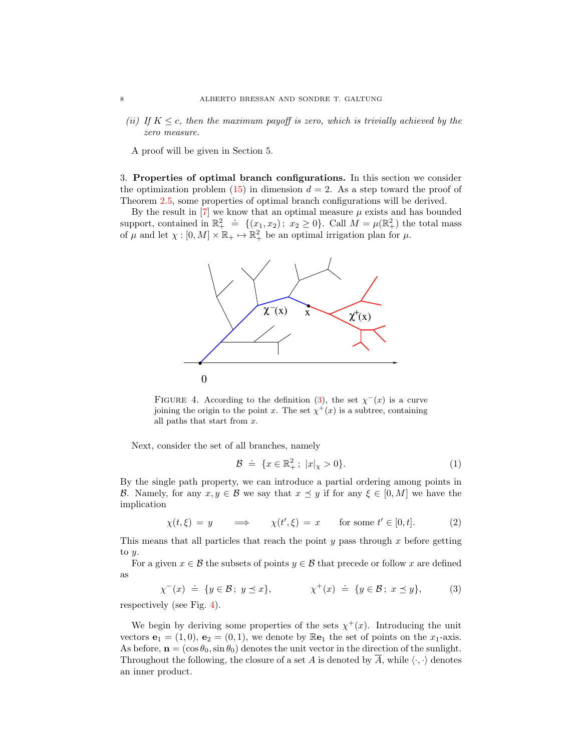*(ii) If $K \leq c$, then the maximum payoff is zero, which is trivially achieved by the zero measure.*

A proof will be given in Section 5.

## 3. Properties of optimal branch configurations.

In this section we consider the optimization problem (15) in dimension $d = 2$. As a step toward the proof of Theorem 2.5, some properties of optimal branch configurations will be derived.

By the result in [7] we know that an optimal measure $\mu$ exists and has bounded support, contained in $\mathbb{R}^2_+ \doteq \{(x_1, x_2)\,;\; x_2 \geq 0\}$. Call $M = \mu(\mathbb{R}^2_+)$ the total mass of $\mu$ and let $\chi : [0, M] \times \mathbb{R}_+ \mapsto \mathbb{R}^2_+$ be an optimal irrigation plan for $\mu$.

FIGURE 4. According to the definition (3), the set $\chi^-(x)$ is a curve joining the origin to the point $x$. The set $\chi^+(x)$ is a subtree, containing all paths that start from $x$.

Next, consider the set of all branches, namely

$$\mathcal{B} \;\doteq\; \{x \in \mathbb{R}^2_+\,;\; |x|_\chi > 0\}. \tag{1}$$

By the single path property, we can introduce a partial ordering among points in $\mathcal{B}$. Namely, for any $x, y \in \mathcal{B}$ we say that $x \preceq y$ if for any $\xi \in [0, M]$ we have the implication

$$\chi(t, \xi) \;=\; y \qquad \Longrightarrow \qquad \chi(t', \xi) \;=\; x \qquad \text{for some } t' \in [0, t]. \tag{2}$$

This means that all particles that reach the point $y$ pass through $x$ before getting to $y$.

For a given $x \in \mathcal{B}$ the subsets of points $y \in \mathcal{B}$ that precede or follow $x$ are defined as

$$\chi^-(x) \;\doteq\; \{y \in \mathcal{B}\,;\; y \preceq x\}, \qquad\qquad \chi^+(x) \;\doteq\; \{y \in \mathcal{B}\,;\; x \preceq y\}, \tag{3}$$

respectively (see Fig. 4).

We begin by deriving some properties of the sets $\chi^+(x)$. Introducing the unit vectors $\mathbf{e}_1 = (1, 0)$, $\mathbf{e}_2 = (0, 1)$, we denote by $\mathbb{R}\mathbf{e}_1$ the set of points on the $x_1$-axis. As before, $\mathbf{n} = (\cos\theta_0, \sin\theta_0)$ denotes the unit vector in the direction of the sunlight. Throughout the following, the closure of a set $A$ is denoted by $\overline{A}$, while $\langle \cdot, \cdot \rangle$ denotes an inner product.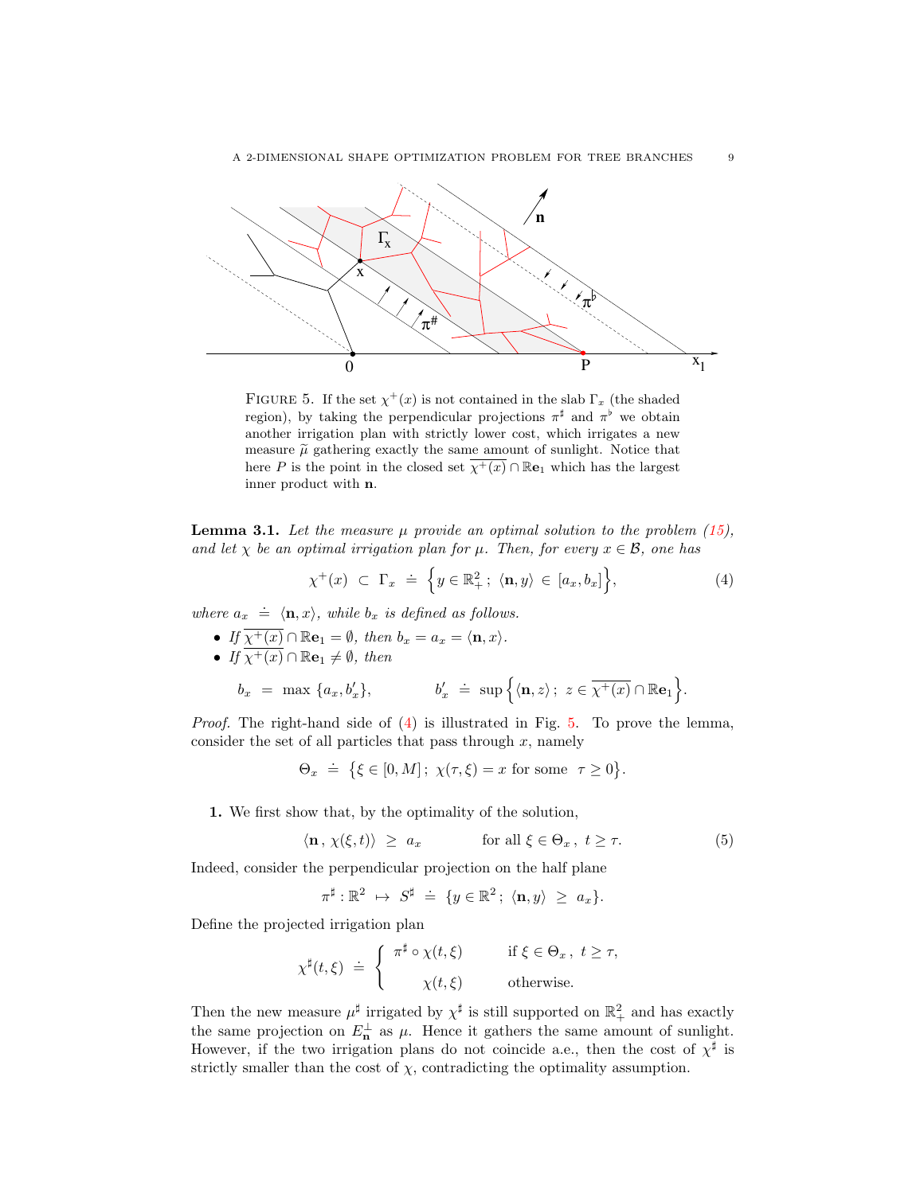FIGURE 5. If the set $\chi^+(x)$ is not contained in the slab $\Gamma_x$ (the shaded region), by taking the perpendicular projections $\pi^\sharp$ and $\pi^\flat$ we obtain another irrigation plan with strictly lower cost, which irrigates a new measure $\widetilde{\mu}$ gathering exactly the same amount of sunlight. Notice that here $P$ is the point in the closed set $\overline{\chi^+(x)} \cap \mathbb{R}\mathbf{e}_1$ which has the largest inner product with $\mathbf{n}$.

**Lemma 3.1.** *Let the measure $\mu$ provide an optimal solution to the problem (15), and let $\chi$ be an optimal irrigation plan for $\mu$. Then, for every $x \in \mathcal{B}$, one has*

$$\chi^+(x) \ \subset\ \Gamma_x \ \doteq\ \Big\{ y \in \mathbb{R}^2_+\,;\ \langle \mathbf{n}, y\rangle \ \in\ [a_x, b_x]\Big\}, \tag{4}$$

*where $a_x \ \doteq\ \langle \mathbf{n}, x\rangle$, while $b_x$ is defined as follows.*

- *If $\overline{\chi^+(x)} \cap \mathbb{R}\mathbf{e}_1 = \emptyset$, then $b_x = a_x = \langle \mathbf{n}, x\rangle$.*
- *If $\overline{\chi^+(x)} \cap \mathbb{R}\mathbf{e}_1 \neq \emptyset$, then*

$$b_x \ =\ \max\,\{a_x, b'_x\}, \qquad\qquad b'_x \ \doteq\ \sup\Big\{\langle \mathbf{n}, z\rangle\,;\ z \in \overline{\chi^+(x)} \cap \mathbb{R}\mathbf{e}_1\Big\}.$$

*Proof.* The right-hand side of (4) is illustrated in Fig. 5. To prove the lemma, consider the set of all particles that pass through $x$, namely

$$\Theta_x \ \doteq\ \big\{\xi \in [0, M]\,;\ \chi(\tau, \xi) = x \text{ for some } \ \tau \geq 0\big\}.$$

**1.** We first show that, by the optimality of the solution,

$$\langle \mathbf{n}\,,\, \chi(\xi, t)\rangle \ \geq\ a_x \qquad\qquad \text{for all } \xi \in \Theta_x\,,\ t \geq \tau. \tag{5}$$

Indeed, consider the perpendicular projection on the half plane

$$\pi^\sharp : \mathbb{R}^2 \ \mapsto\ S^\sharp \ \doteq\ \{y \in \mathbb{R}^2\,;\ \langle \mathbf{n}, y\rangle \ \geq\ a_x\}.$$

Define the projected irrigation plan

$$\chi^\sharp(t, \xi) \ \doteq\ \begin{cases} \pi^\sharp \circ \chi(t, \xi) & \text{if } \xi \in \Theta_x\,,\ t \geq \tau, \\[2mm] \chi(t, \xi) & \text{otherwise.} \end{cases}$$

Then the new measure $\mu^\sharp$ irrigated by $\chi^\sharp$ is still supported on $\mathbb{R}^2_+$ and has exactly the same projection on $E^\perp_{\mathbf{n}}$ as $\mu$. Hence it gathers the same amount of sunlight. However, if the two irrigation plans do not coincide a.e., then the cost of $\chi^\sharp$ is strictly smaller than the cost of $\chi$, contradicting the optimality assumption.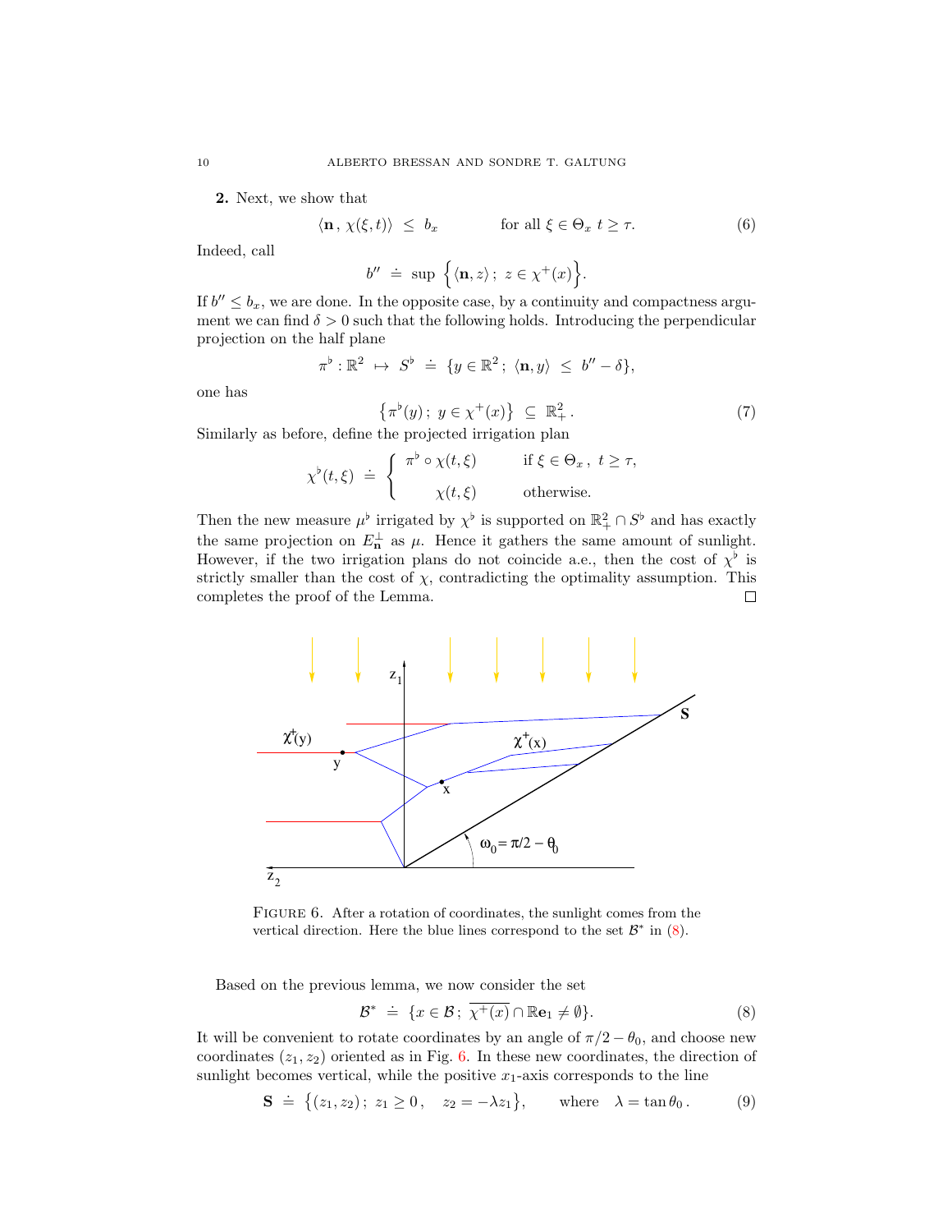**2.** Next, we show that

$$\langle \mathbf{n}\,,\, \chi(\xi,t)\rangle \ \leq\ b_x \qquad\qquad \text{for all } \xi\in\Theta_x \ t\geq\tau. \tag{6}$$

Indeed, call

$$b'' \ \doteq\ \sup\ \Big\{\langle \mathbf{n}, z\rangle\,;\ z\in\chi^+(x)\Big\}.$$

If $b''\leq b_x$, we are done. In the opposite case, by a continuity and compactness argument we can find $\delta>0$ such that the following holds. Introducing the perpendicular projection on the half plane

$$\pi^\flat:\mathbb{R}^2\ \mapsto\ S^\flat\ \doteq\ \{y\in\mathbb{R}^2\,;\ \langle\mathbf{n},y\rangle\ \leq\ b''-\delta\},$$

one has

$$\big\{\pi^\flat(y)\,;\ y\in\chi^+(x)\big\}\ \subseteq\ \mathbb{R}^2_+\,. \tag{7}$$

Similarly as before, define the projected irrigation plan

$$\chi^\flat(t,\xi)\ \doteq\ \left\{\begin{array}{ll} \pi^\flat\circ\chi(t,\xi) & \text{if } \xi\in\Theta_x\,,\ t\geq\tau,\\[2mm] \chi(t,\xi) & \text{otherwise.}\end{array}\right.$$

Then the new measure $\mu^\flat$ irrigated by $\chi^\flat$ is supported on $\mathbb{R}^2_+\cap S^\flat$ and has exactly the same projection on $E^\perp_{\mathbf{n}}$ as $\mu$. Hence it gathers the same amount of sunlight. However, if the two irrigation plans do not coincide a.e., then the cost of $\chi^\flat$ is strictly smaller than the cost of $\chi$, contradicting the optimality assumption. This completes the proof of the Lemma. □

Figure 6. After a rotation of coordinates, the sunlight comes from the vertical direction. Here the blue lines correspond to the set $\mathcal{B}^*$ in (8).

Based on the previous lemma, we now consider the set

$$\mathcal{B}^*\ \doteq\ \{x\in\mathcal{B}\,;\ \overline{\chi^+(x)}\cap\mathbb{R}\mathbf{e}_1\neq\emptyset\}. \tag{8}$$

It will be convenient to rotate coordinates by an angle of $\pi/2-\theta_0$, and choose new coordinates $(z_1,z_2)$ oriented as in Fig. 6. In these new coordinates, the direction of sunlight becomes vertical, while the positive $x_1$-axis corresponds to the line

$$\mathbf{S}\ \doteq\ \big\{(z_1,z_2)\,;\ z_1\geq 0\,,\quad z_2=-\lambda z_1\big\},\qquad \text{where}\quad \lambda=\tan\theta_0\,. \tag{9}$$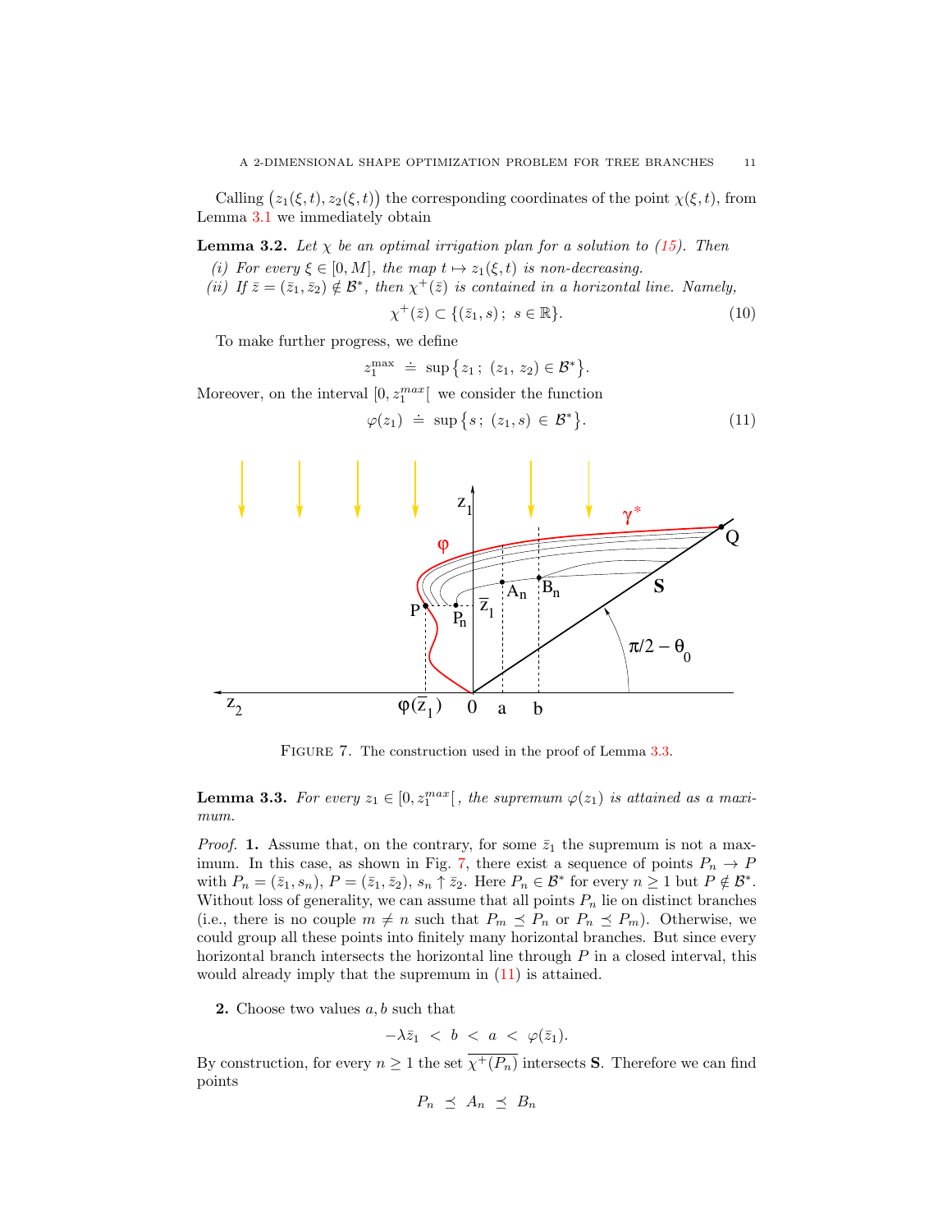Calling $\big(z_1(\xi,t), z_2(\xi,t)\big)$ the corresponding coordinates of the point $\chi(\xi,t)$, from Lemma 3.1 we immediately obtain

**Lemma 3.2.** *Let $\chi$ be an optimal irrigation plan for a solution to (15). Then*

*(i) For every $\xi \in [0,M]$, the map $t \mapsto z_1(\xi,t)$ is non-decreasing.*

*(ii) If $\bar z = (\bar z_1, \bar z_2) \notin \mathcal{B}^*$, then $\chi^+(\bar z)$ is contained in a horizontal line. Namely,*

$$\chi^+(\bar z) \subset \{(\bar z_1, s)\,;\ s \in \mathbb{R}\}. \tag{10}$$

To make further progress, we define

$$z_1^{\max} \ \doteq\ \sup\big\{z_1\,;\ (z_1,\,z_2) \in \mathcal{B}^*\big\}.$$

Moreover, on the interval $[0, z_1^{max}[$ we consider the function

$$\varphi(z_1) \ \doteq\ \sup\big\{s\,;\ (z_1, s)\,\in\,\mathcal{B}^*\big\}. \tag{11}$$

FIGURE 7. The construction used in the proof of Lemma 3.3.

**Lemma 3.3.** *For every $z_1 \in [0, z_1^{max}[$, the supremum $\varphi(z_1)$ is attained as a maximum.*

*Proof.* **1.** Assume that, on the contrary, for some $\bar z_1$ the supremum is not a maximum. In this case, as shown in Fig. 7, there exist a sequence of points $P_n \to P$ with $P_n = (\bar z_1, s_n)$, $P = (\bar z_1, \bar z_2)$, $s_n \uparrow \bar z_2$. Here $P_n \in \mathcal{B}^*$ for every $n \geq 1$ but $P \notin \mathcal{B}^*$. Without loss of generality, we can assume that all points $P_n$ lie on distinct branches (i.e., there is no couple $m \neq n$ such that $P_m \preceq P_n$ or $P_n \preceq P_m$). Otherwise, we could group all these points into finitely many horizontal branches. But since every horizontal branch intersects the horizontal line through $P$ in a closed interval, this would already imply that the supremum in (11) is attained.

**2.** Choose two values $a, b$ such that

$$-\lambda \bar z_1 \ <\ b\ <\ a\ <\ \varphi(\bar z_1).$$

By construction, for every $n \geq 1$ the set $\overline{\chi^+(P_n)}$ intersects $\mathbf{S}$. Therefore we can find points

$$P_n \ \preceq\ A_n\ \preceq\ B_n$$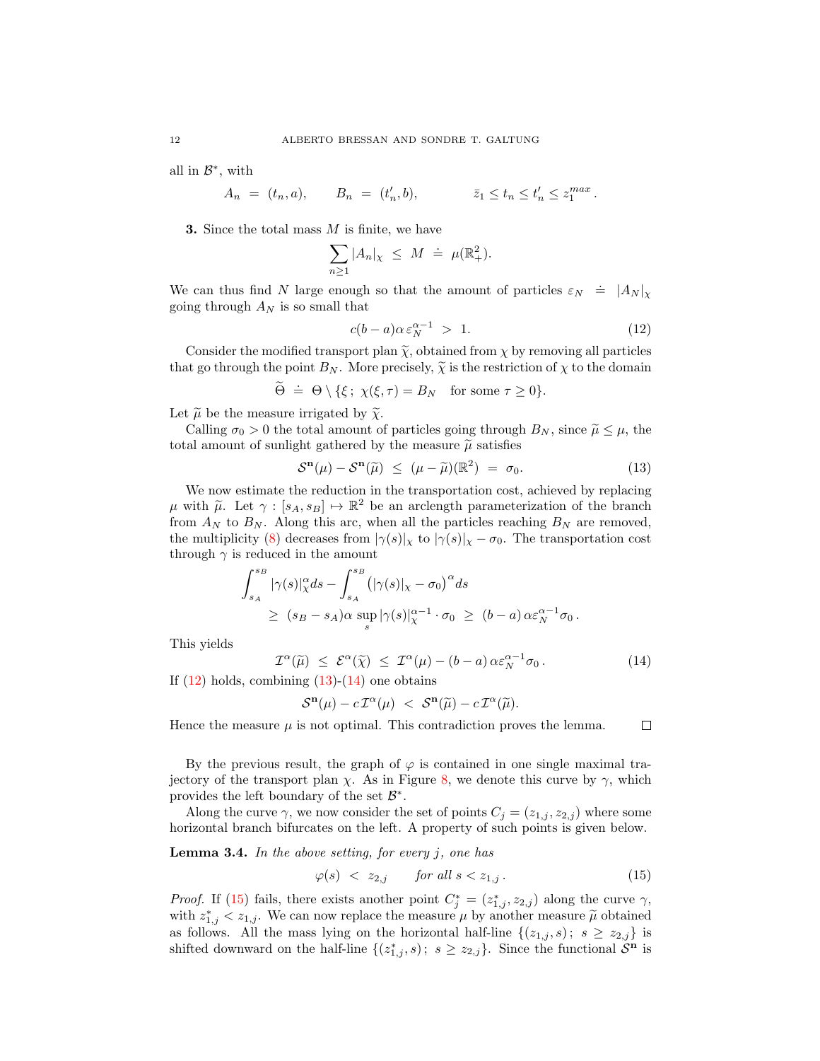all in $\mathcal{B}^*$, with

$$A_n \;=\; (t_n, a), \qquad B_n \;=\; (t'_n, b), \qquad\qquad \bar z_1 \leq t_n \leq t'_n \leq z_1^{max}\,.$$

**3.** Since the total mass $M$ is finite, we have

$$\sum_{n\geq 1} |A_n|_\chi \;\leq\; M \;\doteq\; \mu(\mathbb{R}^2_+).$$

We can thus find $N$ large enough so that the amount of particles $\varepsilon_N \;\doteq\; |A_N|_\chi$ going through $A_N$ is so small that

$$c(b-a)\alpha\,\varepsilon_N^{\alpha-1} \;>\; 1. \tag{12}$$

Consider the modified transport plan $\widetilde\chi$, obtained from $\chi$ by removing all particles that go through the point $B_N$. More precisely, $\widetilde\chi$ is the restriction of $\chi$ to the domain

$$\widetilde\Theta \;\doteq\; \Theta\setminus\{\xi\,;\;\chi(\xi,\tau) = B_N \quad \text{for some } \tau\geq 0\}.$$

Let $\widetilde\mu$ be the measure irrigated by $\widetilde\chi$.

Calling $\sigma_0>0$ the total amount of particles going through $B_N$, since $\widetilde\mu\leq\mu$, the total amount of sunlight gathered by the measure $\widetilde\mu$ satisfies

$$\mathcal{S}^{\mathbf{n}}(\mu) - \mathcal{S}^{\mathbf{n}}(\widetilde\mu) \;\leq\; (\mu-\widetilde\mu)(\mathbb{R}^2) \;=\; \sigma_0. \tag{13}$$

We now estimate the reduction in the transportation cost, achieved by replacing $\mu$ with $\widetilde\mu$. Let $\gamma:[s_A, s_B]\mapsto\mathbb{R}^2$ be an arclength parameterization of the branch from $A_N$ to $B_N$. Along this arc, when all the particles reaching $B_N$ are removed, the multiplicity (8) decreases from $|\gamma(s)|_\chi$ to $|\gamma(s)|_\chi - \sigma_0$. The transportation cost through $\gamma$ is reduced in the amount

$$\begin{aligned}&\int_{s_A}^{s_B} |\gamma(s)|_\chi^\alpha ds - \int_{s_A}^{s_B}\big(|\gamma(s)|_\chi - \sigma_0\big)^\alpha ds\\ &\qquad\geq\; (s_B - s_A)\alpha\,\sup_s |\gamma(s)|_\chi^{\alpha-1}\cdot\sigma_0 \;\geq\; (b-a)\,\alpha\varepsilon_N^{\alpha-1}\sigma_0\,.\end{aligned}$$

This yields

$$\mathcal{I}^\alpha(\widetilde\mu) \;\leq\; \mathcal{E}^\alpha(\widetilde\chi) \;\leq\; \mathcal{I}^\alpha(\mu) - (b-a)\,\alpha\varepsilon_N^{\alpha-1}\sigma_0\,. \tag{14}$$

If (12) holds, combining (13)-(14) one obtains

$$\mathcal{S}^{\mathbf{n}}(\mu) - c\,\mathcal{I}^\alpha(\mu) \;<\; \mathcal{S}^{\mathbf{n}}(\widetilde\mu) - c\,\mathcal{I}^\alpha(\widetilde\mu).$$

Hence the measure $\mu$ is not optimal. This contradiction proves the lemma. □

By the previous result, the graph of $\varphi$ is contained in one single maximal trajectory of the transport plan $\chi$. As in Figure 8, we denote this curve by $\gamma$, which provides the left boundary of the set $\mathcal{B}^*$.

Along the curve $\gamma$, we now consider the set of points $C_j = (z_{1,j}, z_{2,j})$ where some horizontal branch bifurcates on the left. A property of such points is given below.

**Lemma 3.4.** *In the above setting, for every $j$, one has*

$$\varphi(s) \;<\; z_{2,j} \qquad \textit{for all } s < z_{1,j}\,. \tag{15}$$

*Proof.* If (15) fails, there exists another point $C_j^* = (z_{1,j}^*, z_{2,j})$ along the curve $\gamma$, with $z_{1,j}^* < z_{1,j}$. We can now replace the measure $\mu$ by another measure $\widetilde\mu$ obtained as follows. All the mass lying on the horizontal half-line $\{(z_{1,j}, s)\,;\; s\geq z_{2,j}\}$ is shifted downward on the half-line $\{(z_{1,j}^*, s)\,;\; s\geq z_{2,j}\}$. Since the functional $\mathcal{S}^{\mathbf{n}}$ is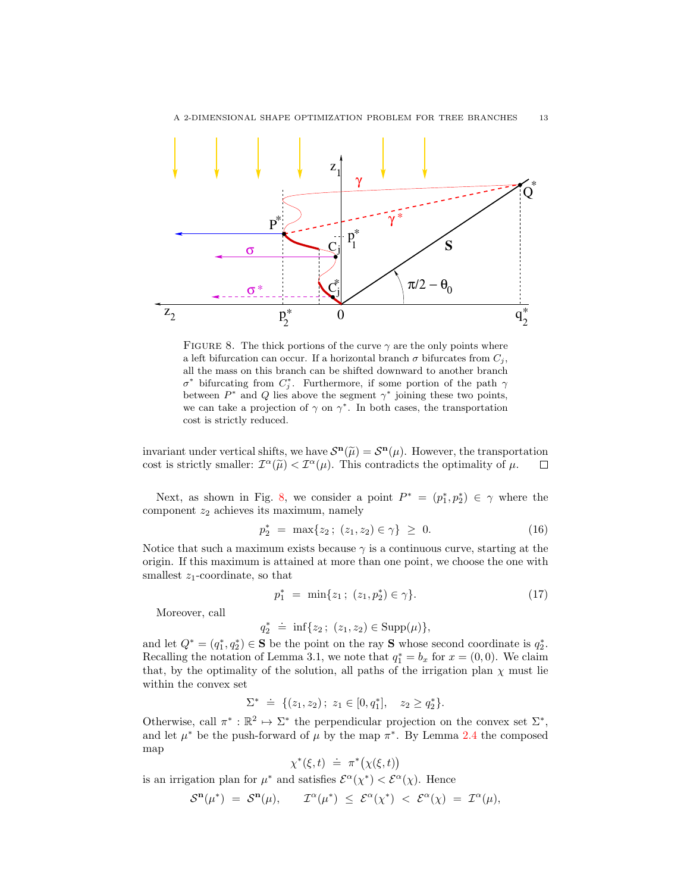FIGURE 8. The thick portions of the curve $\gamma$ are the only points where a left bifurcation can occur. If a horizontal branch $\sigma$ bifurcates from $C_j$, all the mass on this branch can be shifted downward to another branch $\sigma^*$ bifurcating from $C_j^*$. Furthermore, if some portion of the path $\gamma$ between $P^*$ and $Q$ lies above the segment $\gamma^*$ joining these two points, we can take a projection of $\gamma$ on $\gamma^*$. In both cases, the transportation cost is strictly reduced.

invariant under vertical shifts, we have $\mathcal{S}^{\mathbf{n}}(\widetilde{\mu}) = \mathcal{S}^{\mathbf{n}}(\mu)$. However, the transportation cost is strictly smaller: $\mathcal{I}^\alpha(\widetilde{\mu}) < \mathcal{I}^\alpha(\mu)$. This contradicts the optimality of $\mu$. $\square$

Next, as shown in Fig. 8, we consider a point $P^* = (p_1^*, p_2^*) \in \gamma$ where the component $z_2$ achieves its maximum, namely

$$p_2^* \;=\; \max\{z_2\,;\ (z_1,z_2)\in\gamma\} \;\geq\; 0. \tag{16}$$

Notice that such a maximum exists because $\gamma$ is a continuous curve, starting at the origin. If this maximum is attained at more than one point, we choose the one with smallest $z_1$-coordinate, so that

$$p_1^* \;=\; \min\{z_1\,;\ (z_1, p_2^*)\in\gamma\}. \tag{17}$$

Moreover, call

$$q_2^* \;\doteq\; \inf\{z_2\,;\ (z_1,z_2)\in \mathrm{Supp}(\mu)\},$$

and let $Q^* = (q_1^*, q_2^*) \in \mathbf{S}$ be the point on the ray $\mathbf{S}$ whose second coordinate is $q_2^*$. Recalling the notation of Lemma 3.1, we note that $q_1^* = b_x$ for $x = (0,0)$. We claim that, by the optimality of the solution, all paths of the irrigation plan $\chi$ must lie within the convex set

$$\Sigma^* \;\doteq\; \{(z_1,z_2)\,;\ z_1\in[0,q_1^*],\quad z_2\geq q_2^*\}.$$

Otherwise, call $\pi^* : \mathbb{R}^2 \mapsto \Sigma^*$ the perpendicular projection on the convex set $\Sigma^*$, and let $\mu^*$ be the push-forward of $\mu$ by the map $\pi^*$. By Lemma 2.4 the composed map

$$\chi^*(\xi,t) \;\doteq\; \pi^*\big(\chi(\xi,t)\big)$$

is an irrigation plan for $\mu^*$ and satisfies $\mathcal{E}^\alpha(\chi^*) < \mathcal{E}^\alpha(\chi)$. Hence

$$\mathcal{S}^{\mathbf{n}}(\mu^*) \;=\; \mathcal{S}^{\mathbf{n}}(\mu), \qquad \mathcal{I}^\alpha(\mu^*) \;\leq\; \mathcal{E}^\alpha(\chi^*) \;<\; \mathcal{E}^\alpha(\chi) \;=\; \mathcal{I}^\alpha(\mu),$$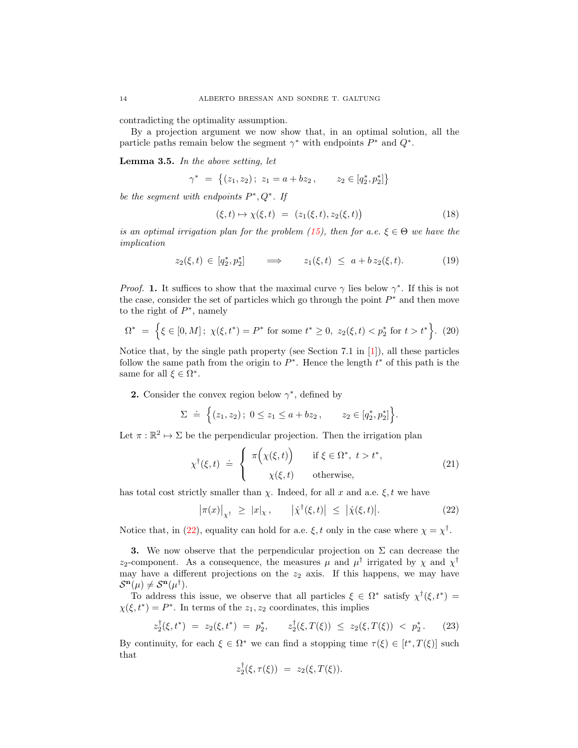contradicting the optimality assumption.

By a projection argument we now show that, in an optimal solution, all the particle paths remain below the segment $\gamma^*$ with endpoints $P^*$ and $Q^*$.

**Lemma 3.5.** *In the above setting, let*

$$\gamma^* \;=\; \big\{(z_1,z_2)\,;\; z_1 = a + bz_2\,, \qquad z_2\in[q_2^*,p_2^*]\big\}$$

*be the segment with endpoints* $P^*,Q^*$*. If*

$$(\xi,t)\mapsto \chi(\xi,t) \;=\; \big(z_1(\xi,t),z_2(\xi,t)\big) \tag{18}$$

*is an optimal irrigation plan for the problem (15), then for a.e.* $\xi\in\Theta$ *we have the implication*

$$z_2(\xi,t)\;\in\;[q_2^*,p_2^*] \qquad\Longrightarrow\qquad z_1(\xi,t)\;\leq\; a + b\,z_2(\xi,t). \tag{19}$$

*Proof.* **1.** It suffices to show that the maximal curve $\gamma$ lies below $\gamma^*$. If this is not the case, consider the set of particles which go through the point $P^*$ and then move to the right of $P^*$, namely

$$\Omega^* \;=\; \Big\{\xi\in[0,M]\,;\; \chi(\xi,t^*) = P^* \text{ for some } t^*\geq 0,\; z_2(\xi,t)<p_2^* \text{ for } t>t^*\Big\}. \tag{20}$$

Notice that, by the single path property (see Section 7.1 in [1]), all these particles follow the same path from the origin to $P^*$. Hence the length $t^*$ of this path is the same for all $\xi\in\Omega^*$.

**2.** Consider the convex region below $\gamma^*$, defined by

$$\Sigma \;\doteq\; \Big\{(z_1,z_2)\,;\; 0\leq z_1\leq a+bz_2\,, \qquad z_2\in[q_2^*,p_2^*]\Big\}.$$

Let $\pi:\mathbb{R}^2\mapsto\Sigma$ be the perpendicular projection. Then the irrigation plan

$$\chi^\dagger(\xi,t)\;\doteq\;\left\{\begin{array}{cl} \pi\Big(\chi(\xi,t)\Big) & \text{if } \xi\in\Omega^*,\ t>t^*,\\[2mm] \chi(\xi,t) & \text{otherwise,}\end{array}\right. \tag{21}$$

has total cost strictly smaller than $\chi$. Indeed, for all $x$ and a.e. $\xi,t$ we have

$$\big|\pi(x)\big|_{\chi^\dagger}\;\geq\;|x|_\chi\,,\qquad \big|\dot\chi^\dagger(\xi,t)\big|\;\leq\;\big|\dot\chi(\xi,t)\big|. \tag{22}$$

Notice that, in (22), equality can hold for a.e. $\xi,t$ only in the case where $\chi=\chi^\dagger$.

**3.** We now observe that the perpendicular projection on $\Sigma$ can decrease the $z_2$-component. As a consequence, the measures $\mu$ and $\mu^\dagger$ irrigated by $\chi$ and $\chi^\dagger$ may have a different projections on the $z_2$ axis. If this happens, we may have $\mathcal{S}^{\mathbf{n}}(\mu)\neq\mathcal{S}^{\mathbf{n}}(\mu^\dagger)$.

To address this issue, we observe that all particles $\xi\in\Omega^*$ satisfy $\chi^\dagger(\xi,t^*) = \chi(\xi,t^*) = P^*$. In terms of the $z_1,z_2$ coordinates, this implies

$$z_2^\dagger(\xi,t^*)\;=\;z_2(\xi,t^*)\;=\;p_2^*,\qquad z_2^\dagger(\xi,T(\xi))\;\leq\;z_2(\xi,T(\xi))\;<\;p_2^*. \tag{23}$$

By continuity, for each $\xi\in\Omega^*$ we can find a stopping time $\tau(\xi)\in[t^*,T(\xi)]$ such that

$$z_2^\dagger(\xi,\tau(\xi))\;=\;z_2(\xi,T(\xi)).$$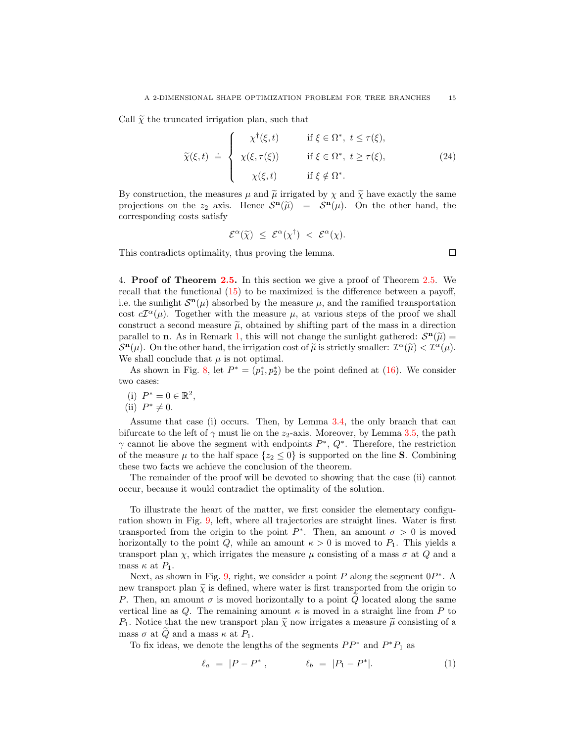Call $\widetilde{\chi}$ the truncated irrigation plan, such that

$$
\widetilde{\chi}(\xi,t) \doteq \left\{
\begin{array}{cl}
\chi^\dagger(\xi,t) & \text{if } \xi\in\Omega^*,\ t\leq\tau(\xi),\\[2mm]
\chi(\xi,\tau(\xi)) & \text{if } \xi\in\Omega^*,\ t\geq\tau(\xi),\\[2mm]
\chi(\xi,t) & \text{if } \xi\notin\Omega^*.
\end{array}\right.
\tag{24}
$$

By construction, the measures $\mu$ and $\widetilde{\mu}$ irrigated by $\chi$ and $\widetilde{\chi}$ have exactly the same projections on the $z_2$ axis. Hence $\mathcal{S}^{\mathbf{n}}(\widetilde{\mu}) = \mathcal{S}^{\mathbf{n}}(\mu)$. On the other hand, the corresponding costs satisfy

$$
\mathcal{E}^\alpha(\widetilde{\chi}) \leq \mathcal{E}^\alpha(\chi^\dagger) < \mathcal{E}^\alpha(\chi).
$$

This contradicts optimality, thus proving the lemma. □

4. **Proof of Theorem 2.5.** In this section we give a proof of Theorem 2.5. We recall that the functional (15) to be maximized is the difference between a payoff, i.e. the sunlight $\mathcal{S}^{\mathbf{n}}(\mu)$ absorbed by the measure $\mu$, and the ramified transportation cost $c\mathcal{I}^\alpha(\mu)$. Together with the measure $\mu$, at various steps of the proof we shall construct a second measure $\widetilde{\mu}$, obtained by shifting part of the mass in a direction parallel to $\mathbf{n}$. As in Remark 1, this will not change the sunlight gathered: $\mathcal{S}^{\mathbf{n}}(\widetilde{\mu}) = \mathcal{S}^{\mathbf{n}}(\mu)$. On the other hand, the irrigation cost of $\widetilde{\mu}$ is strictly smaller: $\mathcal{I}^\alpha(\widetilde{\mu}) < \mathcal{I}^\alpha(\mu)$. We shall conclude that $\mu$ is not optimal.

As shown in Fig. 8, let $P^* = (p_1^*, p_2^*)$ be the point defined at (16). We consider two cases:

(i) $P^* = 0 \in \mathbb{R}^2$,

(ii) $P^* \neq 0$.

Assume that case (i) occurs. Then, by Lemma 3.4, the only branch that can bifurcate to the left of $\gamma$ must lie on the $z_2$-axis. Moreover, by Lemma 3.5, the path $\gamma$ cannot lie above the segment with endpoints $P^*$, $Q^*$. Therefore, the restriction of the measure $\mu$ to the half space $\{z_2 \leq 0\}$ is supported on the line $\mathbf{S}$. Combining these two facts we achieve the conclusion of the theorem.

The remainder of the proof will be devoted to showing that the case (ii) cannot occur, because it would contradict the optimality of the solution.

To illustrate the heart of the matter, we first consider the elementary configuration shown in Fig. 9, left, where all trajectories are straight lines. Water is first transported from the origin to the point $P^*$. Then, an amount $\sigma > 0$ is moved horizontally to the point $Q$, while an amount $\kappa > 0$ is moved to $P_1$. This yields a transport plan $\chi$, which irrigates the measure $\mu$ consisting of a mass $\sigma$ at $Q$ and a mass $\kappa$ at $P_1$.

Next, as shown in Fig. 9, right, we consider a point $P$ along the segment $0P^*$. A new transport plan $\widetilde{\chi}$ is defined, where water is first transported from the origin to $P$. Then, an amount $\sigma$ is moved horizontally to a point $\widetilde{Q}$ located along the same vertical line as $Q$. The remaining amount $\kappa$ is moved in a straight line from $P$ to $P_1$. Notice that the new transport plan $\widetilde{\chi}$ now irrigates a measure $\widetilde{\mu}$ consisting of a mass $\sigma$ at $\widetilde{Q}$ and a mass $\kappa$ at $P_1$.

To fix ideas, we denote the lengths of the segments $PP^*$ and $P^*P_1$ as

$$
\ell_a = |P - P^*|, \qquad\qquad \ell_b = |P_1 - P^*|. \tag{1}
$$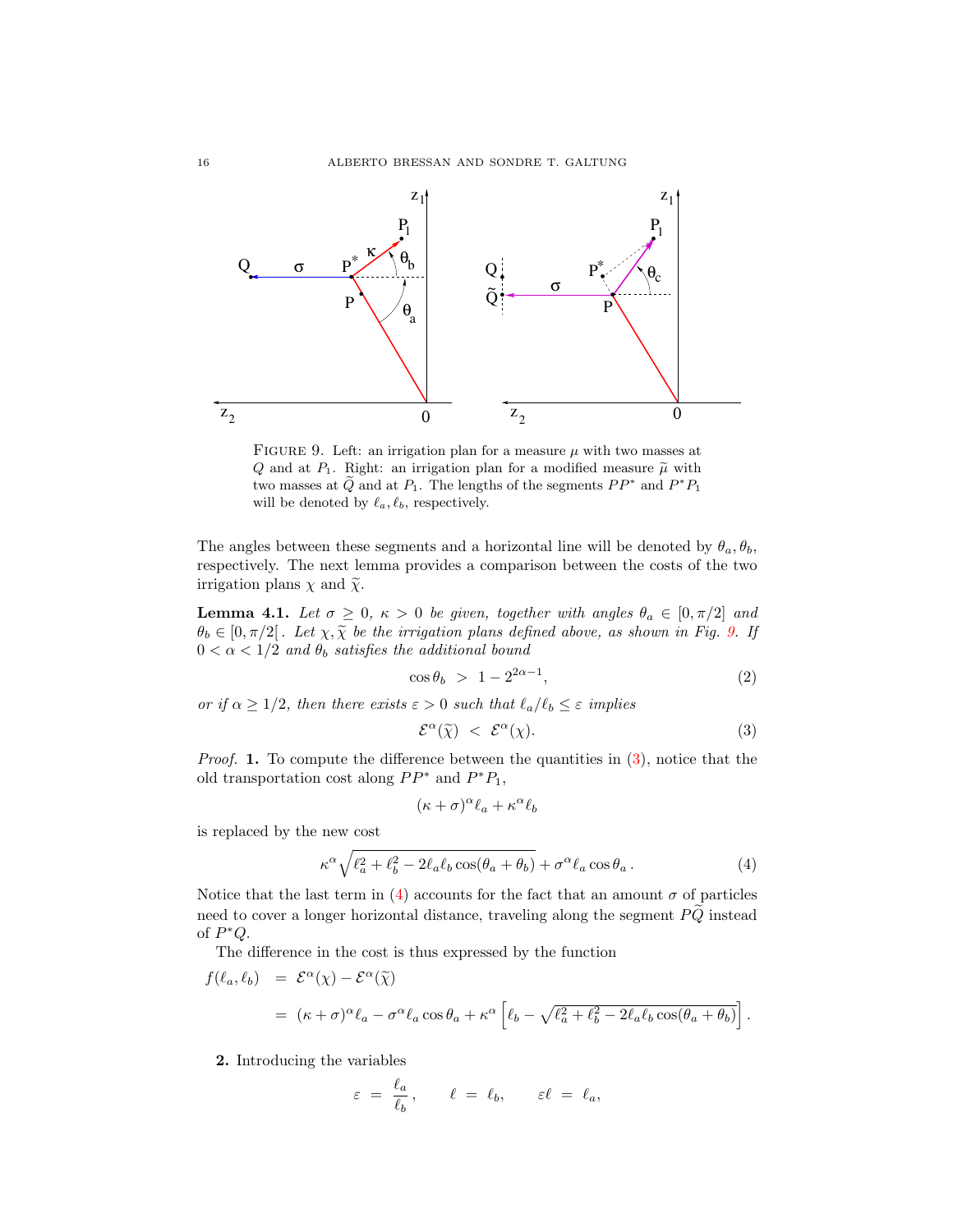FIGURE 9. Left: an irrigation plan for a measure $\mu$ with two masses at $Q$ and at $P_1$. Right: an irrigation plan for a modified measure $\widetilde{\mu}$ with two masses at $\widetilde{Q}$ and at $P_1$. The lengths of the segments $PP^*$ and $P^*P_1$ will be denoted by $\ell_a, \ell_b$, respectively.

The angles between these segments and a horizontal line will be denoted by $\theta_a, \theta_b$, respectively. The next lemma provides a comparison between the costs of the two irrigation plans $\chi$ and $\widetilde{\chi}$.

**Lemma 4.1.** *Let $\sigma \geq 0$, $\kappa > 0$ be given, together with angles $\theta_a \in [0, \pi/2]$ and $\theta_b \in [0, \pi/2[$. Let $\chi, \widetilde{\chi}$ be the irrigation plans defined above, as shown in Fig. 9. If $0 < \alpha < 1/2$ and $\theta_b$ satisfies the additional bound*

$$\cos\theta_b \;>\; 1 - 2^{2\alpha - 1}, \tag{2}$$

*or if $\alpha \geq 1/2$, then there exists $\varepsilon > 0$ such that $\ell_a/\ell_b \leq \varepsilon$ implies*

$$\mathcal{E}^\alpha(\widetilde{\chi}) \;<\; \mathcal{E}^\alpha(\chi). \tag{3}$$

*Proof.* **1.** To compute the difference between the quantities in (3), notice that the old transportation cost along $PP^*$ and $P^*P_1$,

$$(\kappa + \sigma)^\alpha \ell_a + \kappa^\alpha \ell_b$$

is replaced by the new cost

$$\kappa^\alpha \sqrt{\ell_a^2 + \ell_b^2 - 2\ell_a \ell_b \cos(\theta_a + \theta_b)} + \sigma^\alpha \ell_a \cos\theta_a\,. \tag{4}$$

Notice that the last term in (4) accounts for the fact that an amount $\sigma$ of particles need to cover a longer horizontal distance, traveling along the segment $P\widetilde{Q}$ instead of $P^*Q$.

The difference in the cost is thus expressed by the function

$$\begin{aligned} f(\ell_a, \ell_b) &= \mathcal{E}^\alpha(\chi) - \mathcal{E}^\alpha(\widetilde{\chi}) \\ &= (\kappa + \sigma)^\alpha \ell_a - \sigma^\alpha \ell_a \cos\theta_a + \kappa^\alpha \left[ \ell_b - \sqrt{\ell_a^2 + \ell_b^2 - 2\ell_a \ell_b \cos(\theta_a + \theta_b)} \right]. \end{aligned}$$

**2.** Introducing the variables

$$\varepsilon \;=\; \frac{\ell_a}{\ell_b}\,, \qquad \ell \;=\; \ell_b, \qquad \varepsilon\ell \;=\; \ell_a,$$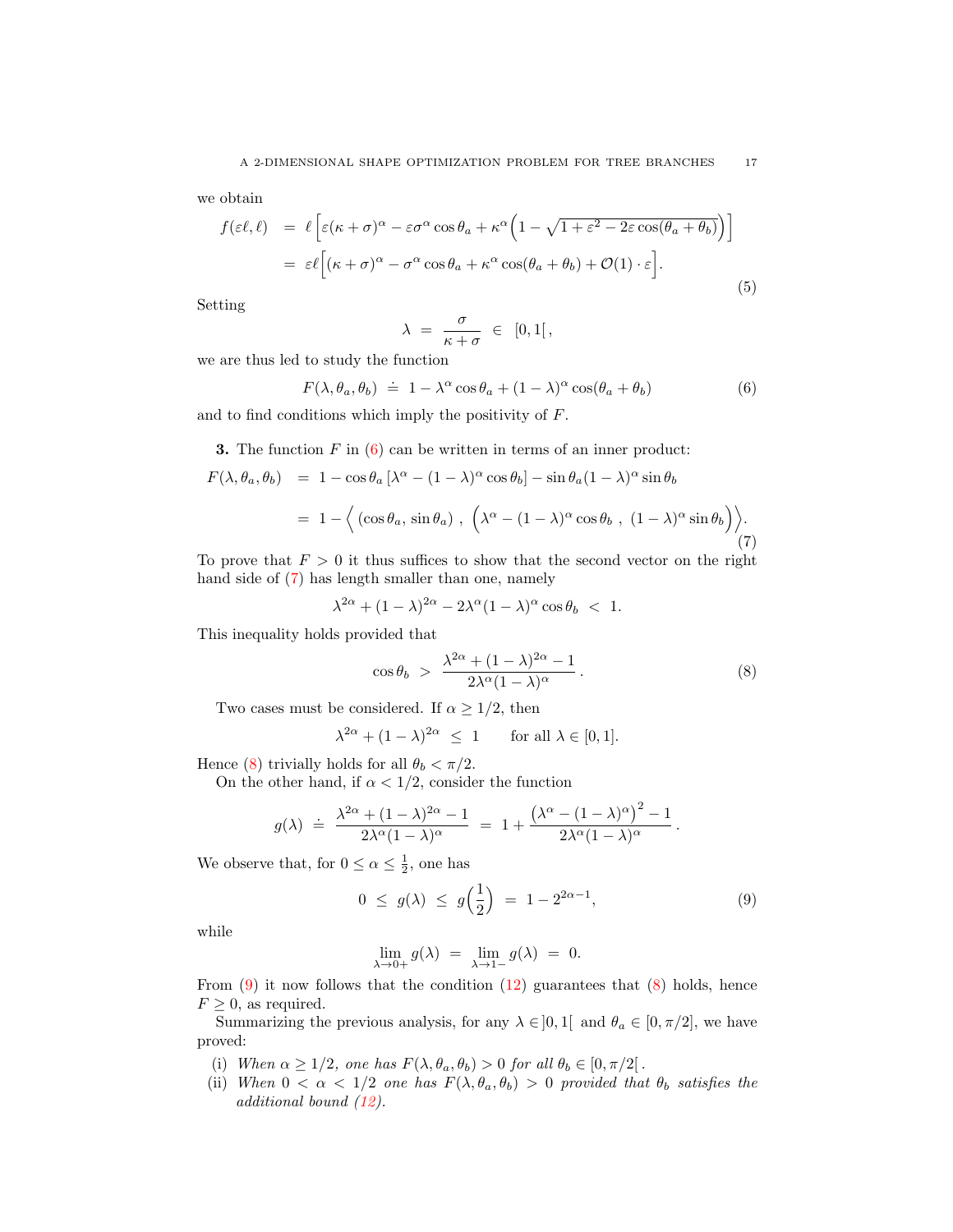we obtain

$$
\begin{aligned}
f(\varepsilon\ell,\ell) &= \ell\left[\varepsilon(\kappa+\sigma)^\alpha - \varepsilon\sigma^\alpha\cos\theta_a + \kappa^\alpha\Big(1-\sqrt{1+\varepsilon^2-2\varepsilon\cos(\theta_a+\theta_b)}\Big)\right] \\
&= \varepsilon\ell\Big[(\kappa+\sigma)^\alpha - \sigma^\alpha\cos\theta_a + \kappa^\alpha\cos(\theta_a+\theta_b) + \mathcal{O}(1)\cdot\varepsilon\Big].
\end{aligned}
\tag{5}
$$

Setting

$$
\lambda \;=\; \frac{\sigma}{\kappa+\sigma} \;\in\; [0,1[\,,
$$

we are thus led to study the function

$$
F(\lambda,\theta_a,\theta_b) \;\doteq\; 1-\lambda^\alpha\cos\theta_a + (1-\lambda)^\alpha\cos(\theta_a+\theta_b) \tag{6}
$$

and to find conditions which imply the positivity of $F$.

**3.** The function $F$ in (6) can be written in terms of an inner product:

$$
\begin{aligned}
F(\lambda,\theta_a,\theta_b) &= 1-\cos\theta_a\left[\lambda^\alpha-(1-\lambda)^\alpha\cos\theta_b\right] - \sin\theta_a(1-\lambda)^\alpha\sin\theta_b \\
&= 1-\Big\langle\, (\cos\theta_a,\,\sin\theta_a)\,,\ \Big(\lambda^\alpha-(1-\lambda)^\alpha\cos\theta_b\ ,\ (1-\lambda)^\alpha\sin\theta_b\Big)\Big\rangle.
\end{aligned}
\tag{7}
$$

To prove that $F>0$ it thus suffices to show that the second vector on the right hand side of (7) has length smaller than one, namely

$$
\lambda^{2\alpha}+(1-\lambda)^{2\alpha}-2\lambda^\alpha(1-\lambda)^\alpha\cos\theta_b \;<\; 1.
$$

This inequality holds provided that

$$
\cos\theta_b \;>\; \frac{\lambda^{2\alpha}+(1-\lambda)^{2\alpha}-1}{2\lambda^\alpha(1-\lambda)^\alpha}\,. \tag{8}
$$

Two cases must be considered. If $\alpha\geq 1/2$, then

$$
\lambda^{2\alpha}+(1-\lambda)^{2\alpha} \;\leq\; 1 \qquad \text{for all } \lambda\in[0,1].
$$

Hence (8) trivially holds for all $\theta_b<\pi/2$.

On the other hand, if $\alpha<1/2$, consider the function

$$
g(\lambda) \;\doteq\; \frac{\lambda^{2\alpha}+(1-\lambda)^{2\alpha}-1}{2\lambda^\alpha(1-\lambda)^\alpha} \;=\; 1+\frac{\big(\lambda^\alpha-(1-\lambda)^\alpha\big)^2-1}{2\lambda^\alpha(1-\lambda)^\alpha}\,.
$$

We observe that, for $0\leq\alpha\leq\frac{1}{2}$, one has

$$
0 \;\leq\; g(\lambda) \;\leq\; g\Big(\frac{1}{2}\Big) \;=\; 1-2^{2\alpha-1}, \tag{9}
$$

while

$$
\lim_{\lambda\to 0+} g(\lambda) \;=\; \lim_{\lambda\to 1-} g(\lambda) \;=\; 0.
$$

From (9) it now follows that the condition (12) guarantees that (8) holds, hence $F\geq 0$, as required.

Summarizing the previous analysis, for any $\lambda\in]0,1[$ and $\theta_a\in[0,\pi/2]$, we have proved:

- (i) *When $\alpha\geq 1/2$, one has $F(\lambda,\theta_a,\theta_b)>0$ for all $\theta_b\in[0,\pi/2[$.*
- (ii) *When $0<\alpha<1/2$ one has $F(\lambda,\theta_a,\theta_b)>0$ provided that $\theta_b$ satisfies the additional bound (12).*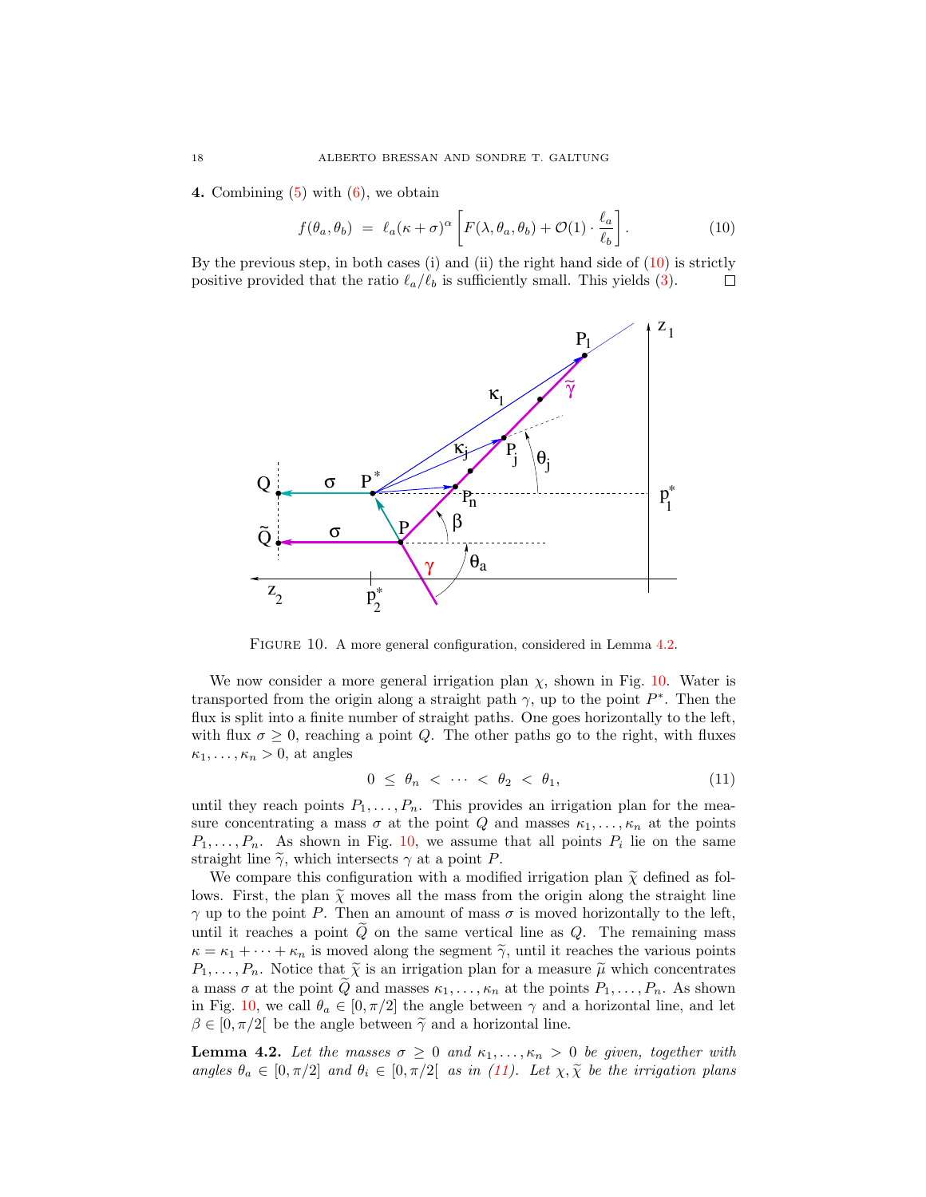**4.** Combining (5) with (6), we obtain

$$f(\theta_a,\theta_b) \;=\; \ell_a(\kappa+\sigma)^\alpha \left[F(\lambda,\theta_a,\theta_b)+\mathcal{O}(1)\cdot\frac{\ell_a}{\ell_b}\right]. \tag{10}$$

By the previous step, in both cases (i) and (ii) the right hand side of (10) is strictly positive provided that the ratio $\ell_a/\ell_b$ is sufficiently small. This yields (3). □

FIGURE 10. A more general configuration, considered in Lemma 4.2.

We now consider a more general irrigation plan $\chi$, shown in Fig. 10. Water is transported from the origin along a straight path $\gamma$, up to the point $P^*$. Then the flux is split into a finite number of straight paths. One goes horizontally to the left, with flux $\sigma \geq 0$, reaching a point $Q$. The other paths go to the right, with fluxes $\kappa_1,\ldots,\kappa_n > 0$, at angles

$$0 \;\leq\; \theta_n \;<\; \cdots \;<\; \theta_2 \;<\; \theta_1, \tag{11}$$

until they reach points $P_1,\ldots,P_n$. This provides an irrigation plan for the measure concentrating a mass $\sigma$ at the point $Q$ and masses $\kappa_1,\ldots,\kappa_n$ at the points $P_1,\ldots,P_n$. As shown in Fig. 10, we assume that all points $P_i$ lie on the same straight line $\widetilde{\gamma}$, which intersects $\gamma$ at a point $P$.

We compare this configuration with a modified irrigation plan $\widetilde{\chi}$ defined as follows. First, the plan $\widetilde{\chi}$ moves all the mass from the origin along the straight line $\gamma$ up to the point $P$. Then an amount of mass $\sigma$ is moved horizontally to the left, until it reaches a point $\widetilde{Q}$ on the same vertical line as $Q$. The remaining mass $\kappa = \kappa_1 + \cdots + \kappa_n$ is moved along the segment $\widetilde{\gamma}$, until it reaches the various points $P_1,\ldots,P_n$. Notice that $\widetilde{\chi}$ is an irrigation plan for a measure $\widetilde{\mu}$ which concentrates a mass $\sigma$ at the point $\widetilde{Q}$ and masses $\kappa_1,\ldots,\kappa_n$ at the points $P_1,\ldots,P_n$. As shown in Fig. 10, we call $\theta_a \in [0,\pi/2]$ the angle between $\gamma$ and a horizontal line, and let $\beta \in [0,\pi/2[$ be the angle between $\widetilde{\gamma}$ and a horizontal line.

**Lemma 4.2.** *Let the masses $\sigma \geq 0$ and $\kappa_1,\ldots,\kappa_n > 0$ be given, together with angles $\theta_a \in [0,\pi/2]$ and $\theta_i \in [0,\pi/2[$ as in (11). Let $\chi,\widetilde{\chi}$ be the irrigation plans*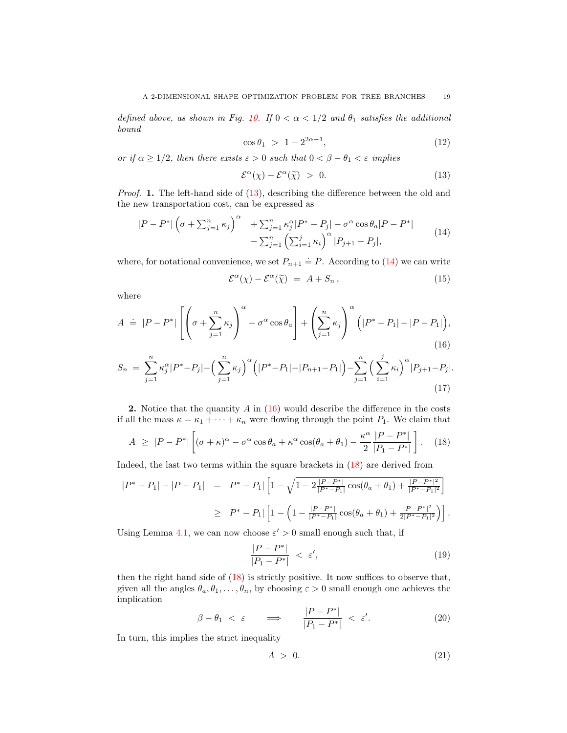*defined above, as shown in Fig. 10. If $0 < \alpha < 1/2$ and $\theta_1$ satisfies the additional bound*

$$\cos\theta_1 \ > \ 1 - 2^{2\alpha - 1}, \tag{12}$$

*or if $\alpha \geq 1/2$, then there exists $\varepsilon > 0$ such that $0 < \beta - \theta_1 < \varepsilon$ implies*

$$\mathcal{E}^\alpha(\chi) - \mathcal{E}^\alpha(\widetilde{\chi}) \ > \ 0. \tag{13}$$

*Proof.* **1.** The left-hand side of (13), describing the difference between the old and the new transportation cost, can be expressed as

$$\begin{aligned} |P - P^*| \Big(\sigma + \textstyle\sum_{j=1}^n \kappa_j\Big)^\alpha \quad &+ \textstyle\sum_{j=1}^n \kappa_j^\alpha |P^* - P_j| - \sigma^\alpha \cos\theta_a |P - P^*| \\ &- \textstyle\sum_{j=1}^n \Big(\sum_{i=1}^j \kappa_i\Big)^\alpha |P_{j+1} - P_j|, \end{aligned} \tag{14}$$

where, for notational convenience, we set $P_{n+1} \doteq P$. According to (14) we can write

$$\mathcal{E}^\alpha(\chi) - \mathcal{E}^\alpha(\widetilde{\chi}) \ = \ A + S_n\,, \tag{15}$$

where

$$A \ \doteq \ |P - P^*| \left[ \left(\sigma + \sum_{j=1}^n \kappa_j\right)^\alpha - \sigma^\alpha \cos\theta_a \right] + \left(\sum_{j=1}^n \kappa_j\right)^\alpha \Big(|P^* - P_1| - |P - P_1|\Big), \tag{16}$$

$$S_n \ = \ \sum_{j=1}^n \kappa_j^\alpha |P^* - P_j| - \Big(\sum_{j=1}^n \kappa_j\Big)^\alpha \Big(|P^* - P_1| - |P_{n+1} - P_1|\Big) - \sum_{j=1}^n \Big(\sum_{i=1}^j \kappa_i\Big)^\alpha |P_{j+1} - P_j|. \tag{17}$$

**2.** Notice that the quantity $A$ in (16) would describe the difference in the costs if all the mass $\kappa = \kappa_1 + \cdots + \kappa_n$ were flowing through the point $P_1$. We claim that

$$A \ \geq \ |P - P^*| \left[ (\sigma + \kappa)^\alpha - \sigma^\alpha \cos\theta_a + \kappa^\alpha \cos(\theta_a + \theta_1) - \frac{\kappa^\alpha}{2} \frac{|P - P^*|}{|P_1 - P^*|} \right]. \tag{18}$$

Indeed, the last two terms within the square brackets in (18) are derived from

$$\begin{aligned} |P^* - P_1| - |P - P_1| \ &= \ |P^* - P_1| \left[ 1 - \sqrt{1 - 2\frac{|P - P^*|}{|P^* - P_1|} \cos(\theta_a + \theta_1) + \frac{|P - P^*|^2}{|P^* - P_1|^2}} \right] \\ &\geq \ |P^* - P_1| \left[ 1 - \left( 1 - \frac{|P - P^*|}{|P^* - P_1|} \cos(\theta_a + \theta_1) + \frac{|P - P^*|^2}{2|P^* - P_1|^2} \right) \right]. \end{aligned}$$

Using Lemma 4.1, we can now choose $\varepsilon' > 0$ small enough such that, if

$$\frac{|P - P^*|}{|P_1 - P^*|} \ < \ \varepsilon', \tag{19}$$

then the right hand side of (18) is strictly positive. It now suffices to observe that, given all the angles $\theta_a, \theta_1, \ldots, \theta_n$, by choosing $\varepsilon > 0$ small enough one achieves the implication

$$\beta - \theta_1 \ < \ \varepsilon \qquad \Longrightarrow \qquad \frac{|P - P^*|}{|P_1 - P^*|} \ < \ \varepsilon'. \tag{20}$$

In turn, this implies the strict inequality

$$A \ > \ 0. \tag{21}$$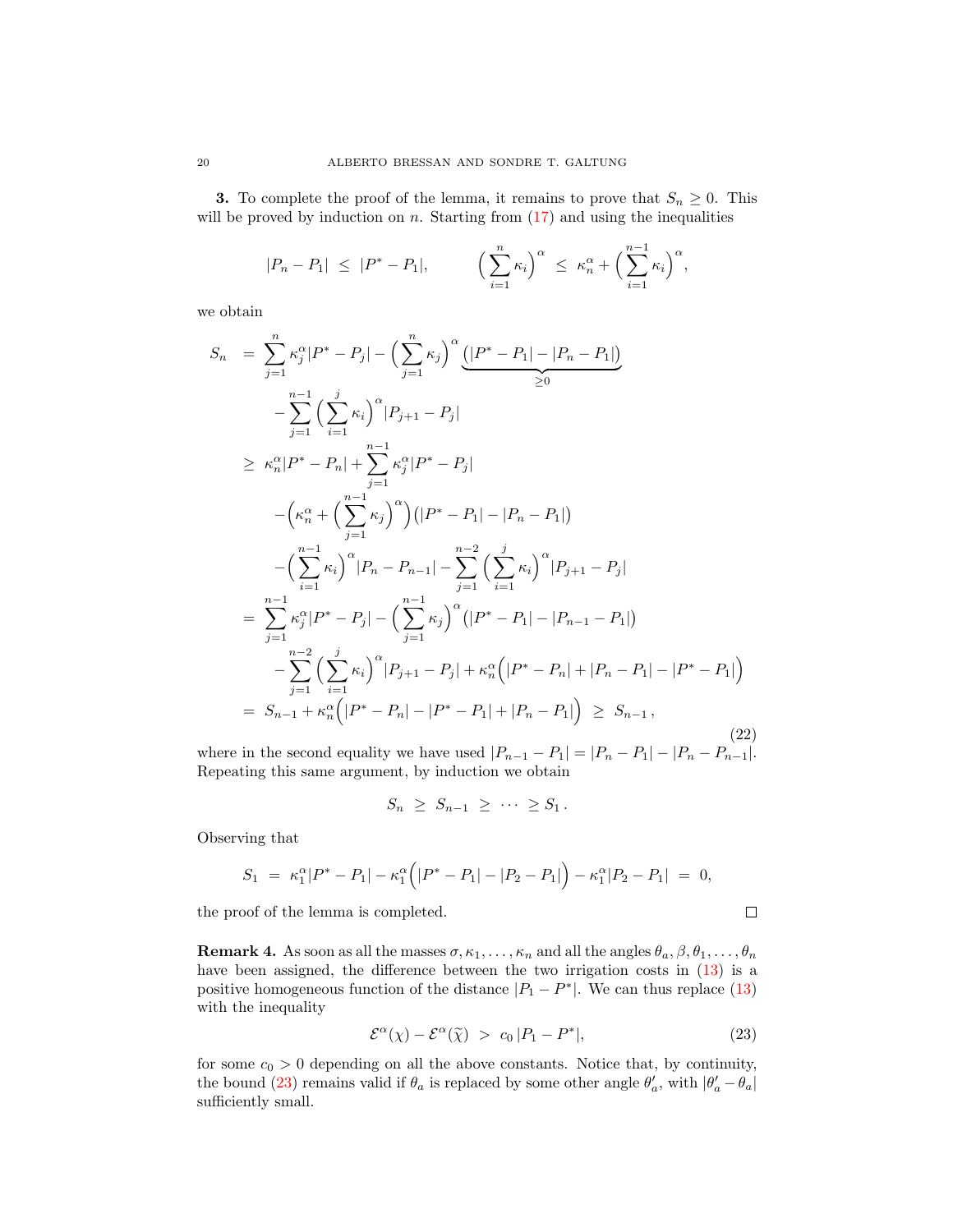**3.** To complete the proof of the lemma, it remains to prove that $S_n \geq 0$. This will be proved by induction on $n$. Starting from (17) and using the inequalities

$$
|P_n - P_1| \;\leq\; |P^* - P_1|, \qquad\qquad \Big(\sum_{i=1}^{n} \kappa_i\Big)^{\alpha} \;\leq\; \kappa_n^{\alpha} + \Big(\sum_{i=1}^{n-1} \kappa_i\Big)^{\alpha},
$$

we obtain

$$
\begin{aligned}
S_n \;&=\; \sum_{j=1}^{n} \kappa_j^{\alpha} |P^* - P_j| - \Big(\sum_{j=1}^{n} \kappa_j\Big)^{\alpha} \underbrace{\big(|P^* - P_1| - |P_n - P_1|\big)}_{\geq 0} \\
&\qquad - \sum_{j=1}^{n-1} \Big(\sum_{i=1}^{j} \kappa_i\Big)^{\alpha} |P_{j+1} - P_j| \\
&\geq\; \kappa_n^{\alpha} |P^* - P_n| + \sum_{j=1}^{n-1} \kappa_j^{\alpha} |P^* - P_j| \\
&\qquad - \Big(\kappa_n^{\alpha} + \Big(\sum_{j=1}^{n-1} \kappa_j\Big)^{\alpha}\Big)\big(|P^* - P_1| - |P_n - P_1|\big) \\
&\qquad - \Big(\sum_{i=1}^{n-1} \kappa_i\Big)^{\alpha} |P_n - P_{n-1}| - \sum_{j=1}^{n-2} \Big(\sum_{i=1}^{j} \kappa_i\Big)^{\alpha} |P_{j+1} - P_j| \\
&=\; \sum_{j=1}^{n-1} \kappa_j^{\alpha} |P^* - P_j| - \Big(\sum_{j=1}^{n-1} \kappa_j\Big)^{\alpha} \big(|P^* - P_1| - |P_{n-1} - P_1|\big) \\
&\qquad - \sum_{j=1}^{n-2} \Big(\sum_{i=1}^{j} \kappa_i\Big)^{\alpha} |P_{j+1} - P_j| + \kappa_n^{\alpha}\Big(|P^* - P_n| + |P_n - P_1| - |P^* - P_1|\Big) \\
&=\; S_{n-1} + \kappa_n^{\alpha}\Big(|P^* - P_n| - |P^* - P_1| + |P_n - P_1|\Big) \;\geq\; S_{n-1}\,,
\end{aligned}
\tag{22}
$$

where in the second equality we have used $|P_{n-1} - P_1| = |P_n - P_1| - |P_n - P_{n-1}|$. Repeating this same argument, by induction we obtain

$$
S_n \;\geq\; S_{n-1} \;\geq\; \cdots \;\geq S_1\,.
$$

Observing that

$$
S_1 \;=\; \kappa_1^{\alpha} |P^* - P_1| - \kappa_1^{\alpha}\Big(|P^* - P_1| - |P_2 - P_1|\Big) - \kappa_1^{\alpha} |P_2 - P_1| \;=\; 0,
$$

the proof of the lemma is completed. □

**Remark 4.** As soon as all the masses $\sigma, \kappa_1, \ldots, \kappa_n$ and all the angles $\theta_a, \beta, \theta_1, \ldots, \theta_n$ have been assigned, the difference between the two irrigation costs in (13) is a positive homogeneous function of the distance $|P_1 - P^*|$. We can thus replace (13) with the inequality

$$
\mathcal{E}^{\alpha}(\chi) - \mathcal{E}^{\alpha}(\widetilde{\chi}) \;>\; c_0\, |P_1 - P^*|, \tag{23}
$$

for some $c_0 > 0$ depending on all the above constants. Notice that, by continuity, the bound (23) remains valid if $\theta_a$ is replaced by some other angle $\theta_a'$, with $|\theta_a' - \theta_a|$ sufficiently small.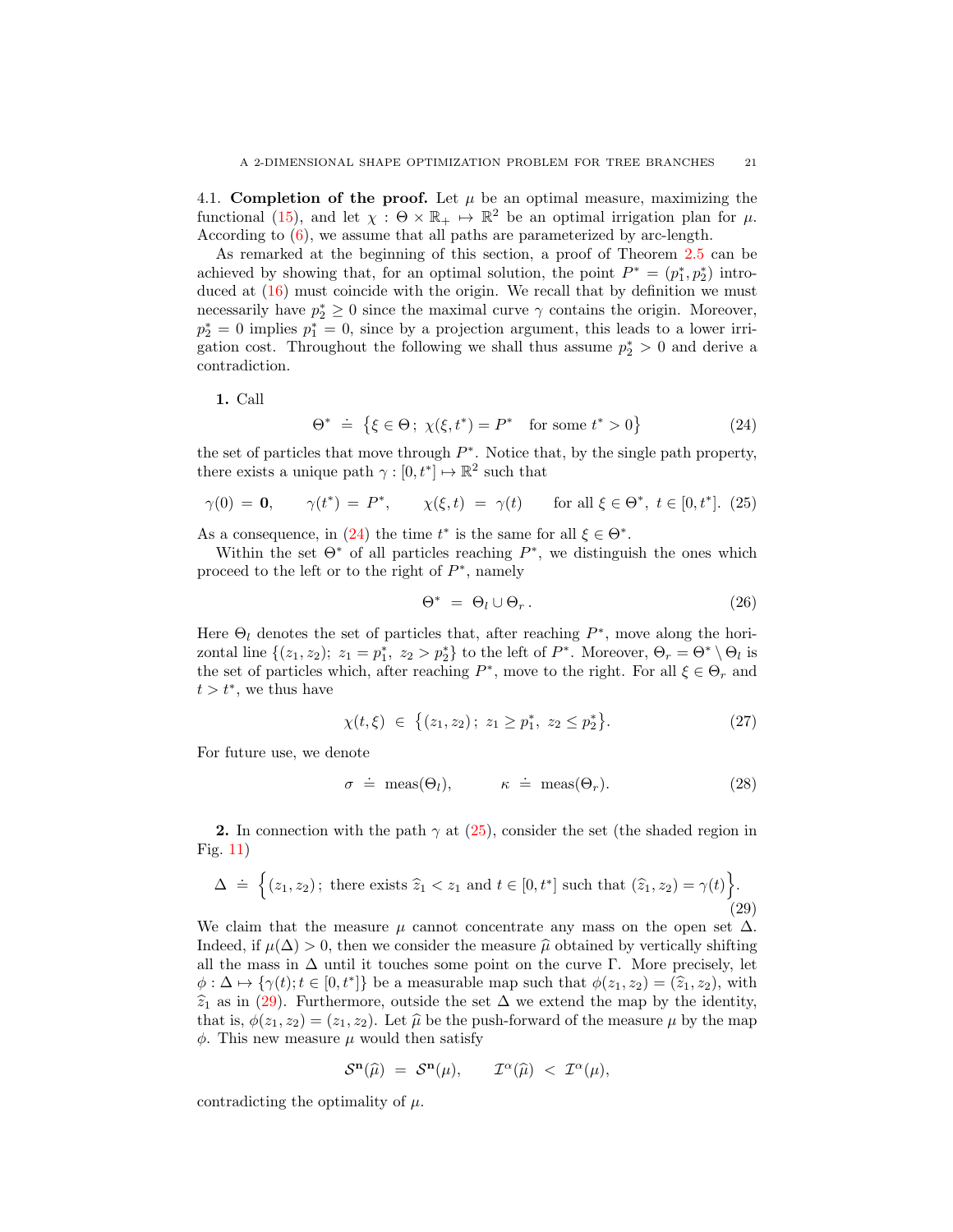4.1. **Completion of the proof.** Let $\mu$ be an optimal measure, maximizing the functional (15), and let $\chi : \Theta \times \mathbb{R}_+ \mapsto \mathbb{R}^2$ be an optimal irrigation plan for $\mu$. According to (6), we assume that all paths are parameterized by arc-length.

As remarked at the beginning of this section, a proof of Theorem 2.5 can be achieved by showing that, for an optimal solution, the point $P^* = (p_1^*, p_2^*)$ introduced at (16) must coincide with the origin. We recall that by definition we must necessarily have $p_2^* \geq 0$ since the maximal curve $\gamma$ contains the origin. Moreover, $p_2^* = 0$ implies $p_1^* = 0$, since by a projection argument, this leads to a lower irrigation cost. Throughout the following we shall thus assume $p_2^* > 0$ and derive a contradiction.

**1.** Call

$$\Theta^* \doteq \{\xi \in \Theta;\ \chi(\xi, t^*) = P^* \quad \text{for some } t^* > 0\} \tag{24}$$

the set of particles that move through $P^*$. Notice that, by the single path property, there exists a unique path $\gamma : [0, t^*] \mapsto \mathbb{R}^2$ such that

$$\gamma(0) = \mathbf{0}, \qquad \gamma(t^*) = P^*, \qquad \chi(\xi, t) = \gamma(t) \qquad \text{for all } \xi \in \Theta^*,\ t \in [0, t^*]. \tag{25}$$

As a consequence, in (24) the time $t^*$ is the same for all $\xi \in \Theta^*$.

Within the set $\Theta^*$ of all particles reaching $P^*$, we distinguish the ones which proceed to the left or to the right of $P^*$, namely

$$\Theta^* = \Theta_l \cup \Theta_r \,. \tag{26}$$

Here $\Theta_l$ denotes the set of particles that, after reaching $P^*$, move along the horizontal line $\{(z_1, z_2);\ z_1 = p_1^*,\ z_2 > p_2^*\}$ to the left of $P^*$. Moreover, $\Theta_r = \Theta^* \setminus \Theta_l$ is the set of particles which, after reaching $P^*$, move to the right. For all $\xi \in \Theta_r$ and $t > t^*$, we thus have

$$\chi(t, \xi) \in \{(z_1, z_2);\ z_1 \geq p_1^*,\ z_2 \leq p_2^*\}. \tag{27}$$

For future use, we denote

$$\sigma \doteq \text{meas}(\Theta_l), \qquad \kappa \doteq \text{meas}(\Theta_r). \tag{28}$$

**2.** In connection with the path $\gamma$ at (25), consider the set (the shaded region in Fig. 11)

$$\Delta \doteq \Big\{(z_1, z_2);\ \text{there exists } \widehat{z}_1 < z_1 \text{ and } t \in [0, t^*] \text{ such that } (\widehat{z}_1, z_2) = \gamma(t)\Big\}. \tag{29}$$

We claim that the measure $\mu$ cannot concentrate any mass on the open set $\Delta$. Indeed, if $\mu(\Delta) > 0$, then we consider the measure $\widehat{\mu}$ obtained by vertically shifting all the mass in $\Delta$ until it touches some point on the curve $\Gamma$. More precisely, let $\phi : \Delta \mapsto \{\gamma(t); t \in [0, t^*]\}$ be a measurable map such that $\phi(z_1, z_2) = (\widehat{z}_1, z_2)$, with $\widehat{z}_1$ as in (29). Furthermore, outside the set $\Delta$ we extend the map by the identity, that is, $\phi(z_1, z_2) = (z_1, z_2)$. Let $\widehat{\mu}$ be the push-forward of the measure $\mu$ by the map $\phi$. This new measure $\mu$ would then satisfy

$$\mathcal{S}^{\mathbf{n}}(\widehat{\mu}) = \mathcal{S}^{\mathbf{n}}(\mu), \qquad \mathcal{I}^\alpha(\widehat{\mu}) < \mathcal{I}^\alpha(\mu),$$

contradicting the optimality of $\mu$.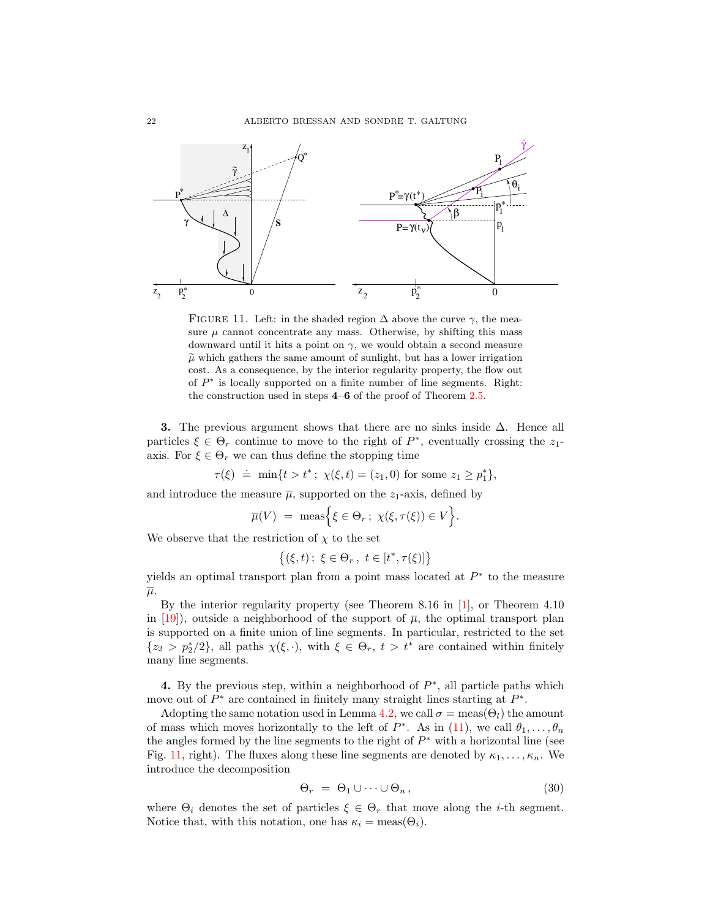FIGURE 11. Left: in the shaded region $\Delta$ above the curve $\gamma$, the measure $\mu$ cannot concentrate any mass. Otherwise, by shifting this mass downward until it hits a point on $\gamma$, we would obtain a second measure $\widetilde{\mu}$ which gathers the same amount of sunlight, but has a lower irrigation cost. As a consequence, by the interior regularity property, the flow out of $P^*$ is locally supported on a finite number of line segments. Right: the construction used in steps **4**–**6** of the proof of Theorem 2.5.

**3.** The previous argument shows that there are no sinks inside $\Delta$. Hence all particles $\xi \in \Theta_r$ continue to move to the right of $P^*$, eventually crossing the $z_1$-axis. For $\xi \in \Theta_r$ we can thus define the stopping time

$$\tau(\xi) \doteq \min\{t > t^*\,;\ \chi(\xi, t) = (z_1, 0) \text{ for some } z_1 \geq p_1^*\},$$

and introduce the measure $\overline{\mu}$, supported on the $z_1$-axis, defined by

$$\overline{\mu}(V) = \text{meas}\Big\{\xi \in \Theta_r\,;\ \chi(\xi, \tau(\xi)) \in V\Big\}.$$

We observe that the restriction of $\chi$ to the set

$$\Big\{(\xi, t)\,;\ \xi \in \Theta_r\,,\ t \in [t^*, \tau(\xi)]\Big\}$$

yields an optimal transport plan from a point mass located at $P^*$ to the measure $\overline{\mu}$.

By the interior regularity property (see Theorem 8.16 in [1], or Theorem 4.10 in [19]), outside a neighborhood of the support of $\overline{\mu}$, the optimal transport plan is supported on a finite union of line segments. In particular, restricted to the set $\{z_2 > p_2^*/2\}$, all paths $\chi(\xi, \cdot)$, with $\xi \in \Theta_r$, $t > t^*$ are contained within finitely many line segments.

**4.** By the previous step, within a neighborhood of $P^*$, all particle paths which move out of $P^*$ are contained in finitely many straight lines starting at $P^*$.

Adopting the same notation used in Lemma 4.2, we call $\sigma = \text{meas}(\Theta_l)$ the amount of mass which moves horizontally to the left of $P^*$. As in (11), we call $\theta_1, \ldots, \theta_n$ the angles formed by the line segments to the right of $P^*$ with a horizontal line (see Fig. 11, right). The fluxes along these line segments are denoted by $\kappa_1, \ldots, \kappa_n$. We introduce the decomposition

$$\Theta_r = \Theta_1 \cup \cdots \cup \Theta_n\,, \tag{30}$$

where $\Theta_i$ denotes the set of particles $\xi \in \Theta_r$ that move along the $i$-th segment. Notice that, with this notation, one has $\kappa_i = \text{meas}(\Theta_i)$.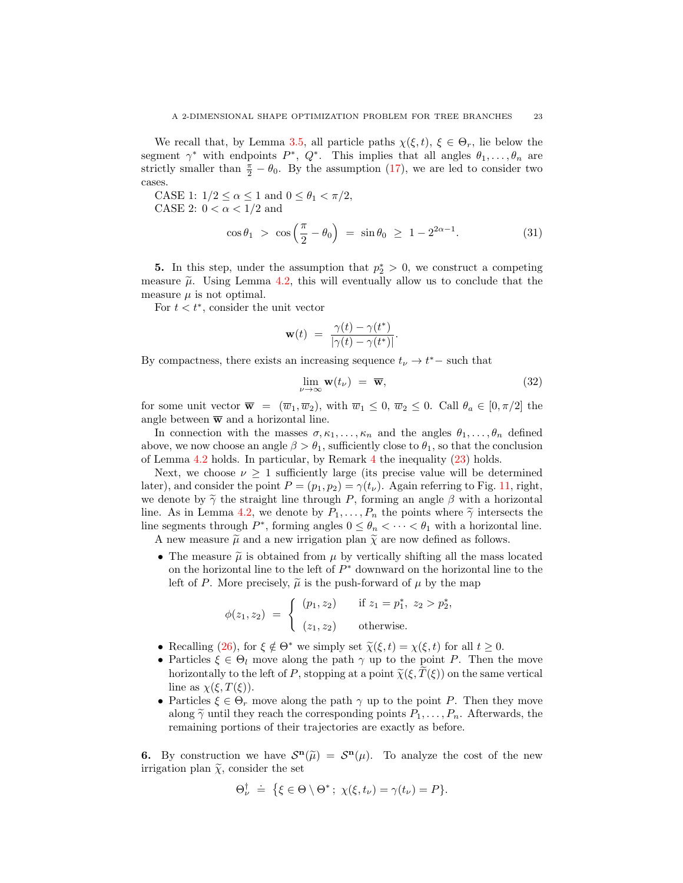We recall that, by Lemma 3.5, all particle paths $\chi(\xi, t)$, $\xi \in \Theta_r$, lie below the segment $\gamma^*$ with endpoints $P^*$, $Q^*$. This implies that all angles $\theta_1, \ldots, \theta_n$ are strictly smaller than $\frac{\pi}{2} - \theta_0$. By the assumption (17), we are led to consider two cases.

CASE 1: $1/2 \leq \alpha \leq 1$ and $0 \leq \theta_1 < \pi/2$,

CASE 2: $0 < \alpha < 1/2$ and

$$\cos\theta_1 \;>\; \cos\left(\frac{\pi}{2} - \theta_0\right) \;=\; \sin\theta_0 \;\geq\; 1 - 2^{2\alpha - 1}. \tag{31}$$

**5.** In this step, under the assumption that $p_2^* > 0$, we construct a competing measure $\widetilde{\mu}$. Using Lemma 4.2, this will eventually allow us to conclude that the measure $\mu$ is not optimal.

For $t < t^*$, consider the unit vector

$$\mathbf{w}(t) \;=\; \frac{\gamma(t) - \gamma(t^*)}{|\gamma(t) - \gamma(t^*)|}.$$

By compactness, there exists an increasing sequence $t_\nu \to t^*-$ such that

$$\lim_{\nu \to \infty} \mathbf{w}(t_\nu) \;=\; \overline{\mathbf{w}}, \tag{32}$$

for some unit vector $\overline{\mathbf{w}} = (\overline{w}_1, \overline{w}_2)$, with $\overline{w}_1 \leq 0$, $\overline{w}_2 \leq 0$. Call $\theta_a \in [0, \pi/2]$ the angle between $\overline{\mathbf{w}}$ and a horizontal line.

In connection with the masses $\sigma, \kappa_1, \ldots, \kappa_n$ and the angles $\theta_1, \ldots, \theta_n$ defined above, we now choose an angle $\beta > \theta_1$, sufficiently close to $\theta_1$, so that the conclusion of Lemma 4.2 holds. In particular, by Remark 4 the inequality (23) holds.

Next, we choose $\nu \geq 1$ sufficiently large (its precise value will be determined later), and consider the point $P = (p_1, p_2) = \gamma(t_\nu)$. Again referring to Fig. 11, right, we denote by $\widetilde{\gamma}$ the straight line through $P$, forming an angle $\beta$ with a horizontal line. As in Lemma 4.2, we denote by $P_1, \ldots, P_n$ the points where $\widetilde{\gamma}$ intersects the line segments through $P^*$, forming angles $0 \leq \theta_n < \cdots < \theta_1$ with a horizontal line.

A new measure $\widetilde{\mu}$ and a new irrigation plan $\widetilde{\chi}$ are now defined as follows.

- The measure $\widetilde{\mu}$ is obtained from $\mu$ by vertically shifting all the mass located on the horizontal line to the left of $P^*$ downward on the horizontal line to the left of $P$. More precisely, $\widetilde{\mu}$ is the push-forward of $\mu$ by the map

$$\phi(z_1, z_2) \;=\; \begin{cases} (p_1, z_2) & \text{if } z_1 = p_1^*,\; z_2 > p_2^*, \\[2mm] (z_1, z_2) & \text{otherwise.} \end{cases}$$

- Recalling (26), for $\xi \notin \Theta^*$ we simply set $\widetilde{\chi}(\xi, t) = \chi(\xi, t)$ for all $t \geq 0$.
- Particles $\xi \in \Theta_l$ move along the path $\gamma$ up to the point $P$. Then the move horizontally to the left of $P$, stopping at a point $\widetilde{\chi}(\xi, \widetilde{T}(\xi))$ on the same vertical line as $\chi(\xi, T(\xi))$.
- Particles $\xi \in \Theta_r$ move along the path $\gamma$ up to the point $P$. Then they move along $\widetilde{\gamma}$ until they reach the corresponding points $P_1, \ldots, P_n$. Afterwards, the remaining portions of their trajectories are exactly as before.

**6.** By construction we have $\mathcal{S}^{\mathbf{n}}(\widetilde{\mu}) = \mathcal{S}^{\mathbf{n}}(\mu)$. To analyze the cost of the new irrigation plan $\widetilde{\chi}$, consider the set

$$\Theta_\nu^\dagger \;\doteq\; \big\{\xi \in \Theta \setminus \Theta^*\,;\; \chi(\xi, t_\nu) = \gamma(t_\nu) = P\big\}.$$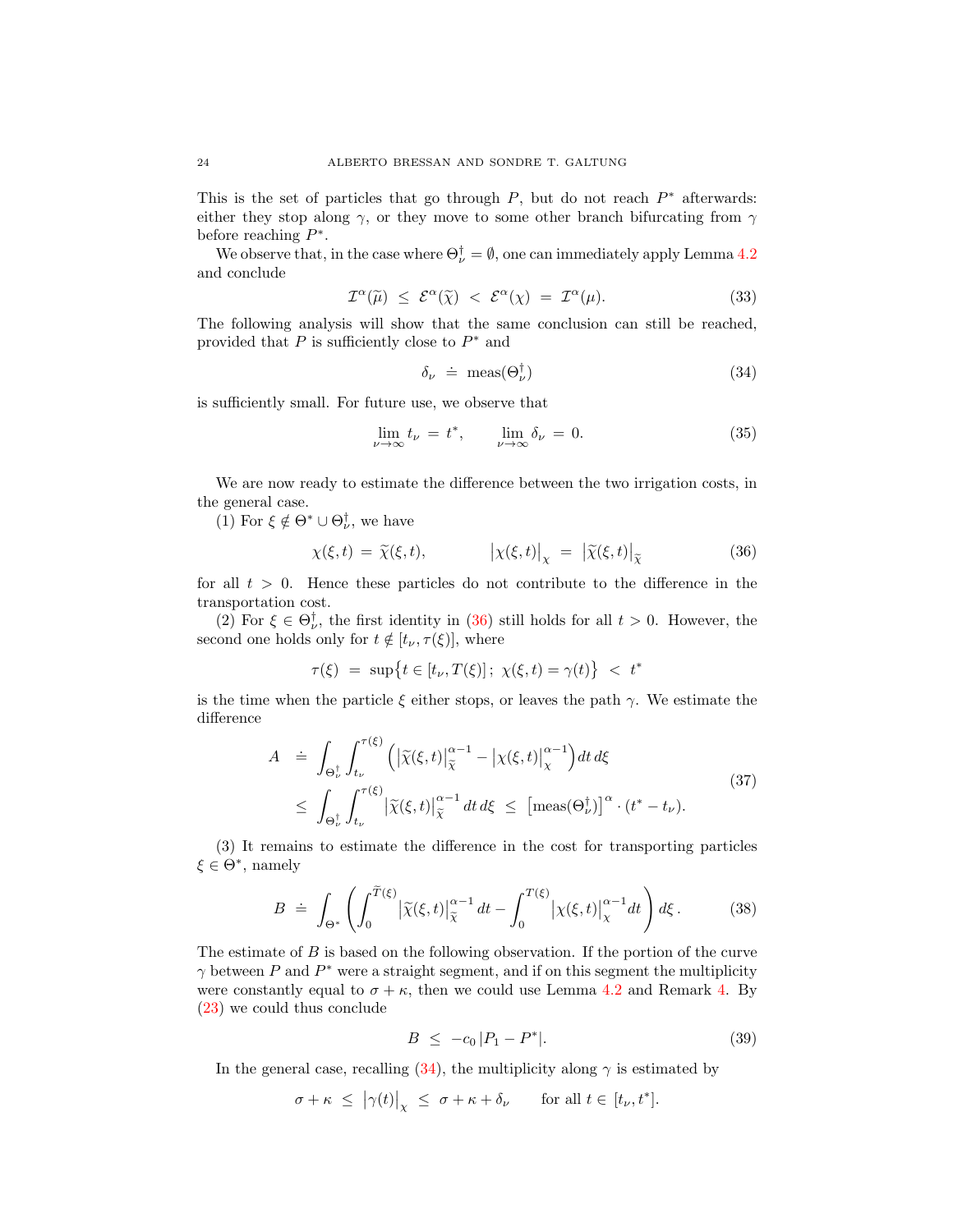This is the set of particles that go through $P$, but do not reach $P^*$ afterwards: either they stop along $\gamma$, or they move to some other branch bifurcating from $\gamma$ before reaching $P^*$.

We observe that, in the case where $\Theta^\dagger_\nu = \emptyset$, one can immediately apply Lemma 4.2 and conclude

$$
\mathcal{I}^\alpha(\widetilde{\mu}) \;\leq\; \mathcal{E}^\alpha(\widetilde{\chi}) \;<\; \mathcal{E}^\alpha(\chi) \;=\; \mathcal{I}^\alpha(\mu). \tag{33}
$$

The following analysis will show that the same conclusion can still be reached, provided that $P$ is sufficiently close to $P^*$ and

$$
\delta_\nu \;\doteq\; \text{meas}(\Theta^\dagger_\nu) \tag{34}
$$

is sufficiently small. For future use, we observe that

$$
\lim_{\nu\to\infty} t_\nu \;=\; t^*, \qquad \lim_{\nu\to\infty} \delta_\nu \;=\; 0. \tag{35}
$$

We are now ready to estimate the difference between the two irrigation costs, in the general case.

(1) For $\xi \notin \Theta^* \cup \Theta^\dagger_\nu$, we have

$$
\chi(\xi,t) \;=\; \widetilde{\chi}(\xi,t), \qquad\qquad \big|\chi(\xi,t)\big|_\chi \;=\; \big|\widetilde{\chi}(\xi,t)\big|_{\widetilde{\chi}} \tag{36}
$$

for all $t > 0$. Hence these particles do not contribute to the difference in the transportation cost.

(2) For $\xi \in \Theta^\dagger_\nu$, the first identity in (36) still holds for all $t > 0$. However, the second one holds only for $t \notin [t_\nu, \tau(\xi)]$, where

$$
\tau(\xi) \;=\; \sup\big\{t \in [t_\nu, T(\xi)]\,;\; \chi(\xi,t) = \gamma(t)\big\} \;<\; t^*
$$

is the time when the particle $\xi$ either stops, or leaves the path $\gamma$. We estimate the difference

$$
\begin{aligned}
A \;&\doteq\; \int_{\Theta^\dagger_\nu}\int_{t_\nu}^{\tau(\xi)} \Big(\big|\widetilde{\chi}(\xi,t)\big|_{\widetilde{\chi}}^{\alpha-1} - \big|\chi(\xi,t)\big|_{\chi}^{\alpha-1}\Big)\,dt\,d\xi \\
&\leq\; \int_{\Theta^\dagger_\nu}\int_{t_\nu}^{\tau(\xi)} \big|\widetilde{\chi}(\xi,t)\big|_{\widetilde{\chi}}^{\alpha-1}\,dt\,d\xi \;\leq\; \big[\text{meas}(\Theta^\dagger_\nu)\big]^\alpha \cdot (t^* - t_\nu).
\end{aligned} \tag{37}
$$

(3) It remains to estimate the difference in the cost for transporting particles $\xi \in \Theta^*$, namely

$$
B \;\doteq\; \int_{\Theta^*} \left( \int_0^{\widetilde{T}(\xi)} \big|\widetilde{\chi}(\xi,t)\big|_{\widetilde{\chi}}^{\alpha-1}\,dt - \int_0^{T(\xi)} \big|\chi(\xi,t)\big|_{\chi}^{\alpha-1} dt \right) d\xi\,. \tag{38}
$$

The estimate of $B$ is based on the following observation. If the portion of the curve $\gamma$ between $P$ and $P^*$ were a straight segment, and if on this segment the multiplicity were constantly equal to $\sigma + \kappa$, then we could use Lemma 4.2 and Remark 4. By (23) we could thus conclude

$$
B \;\leq\; -c_0\,|P_1 - P^*|. \tag{39}
$$

In the general case, recalling (34), the multiplicity along $\gamma$ is estimated by

$$
\sigma + \kappa \;\leq\; \big|\gamma(t)\big|_\chi \;\leq\; \sigma + \kappa + \delta_\nu \qquad \text{for all } t \in [t_\nu, t^*].
$$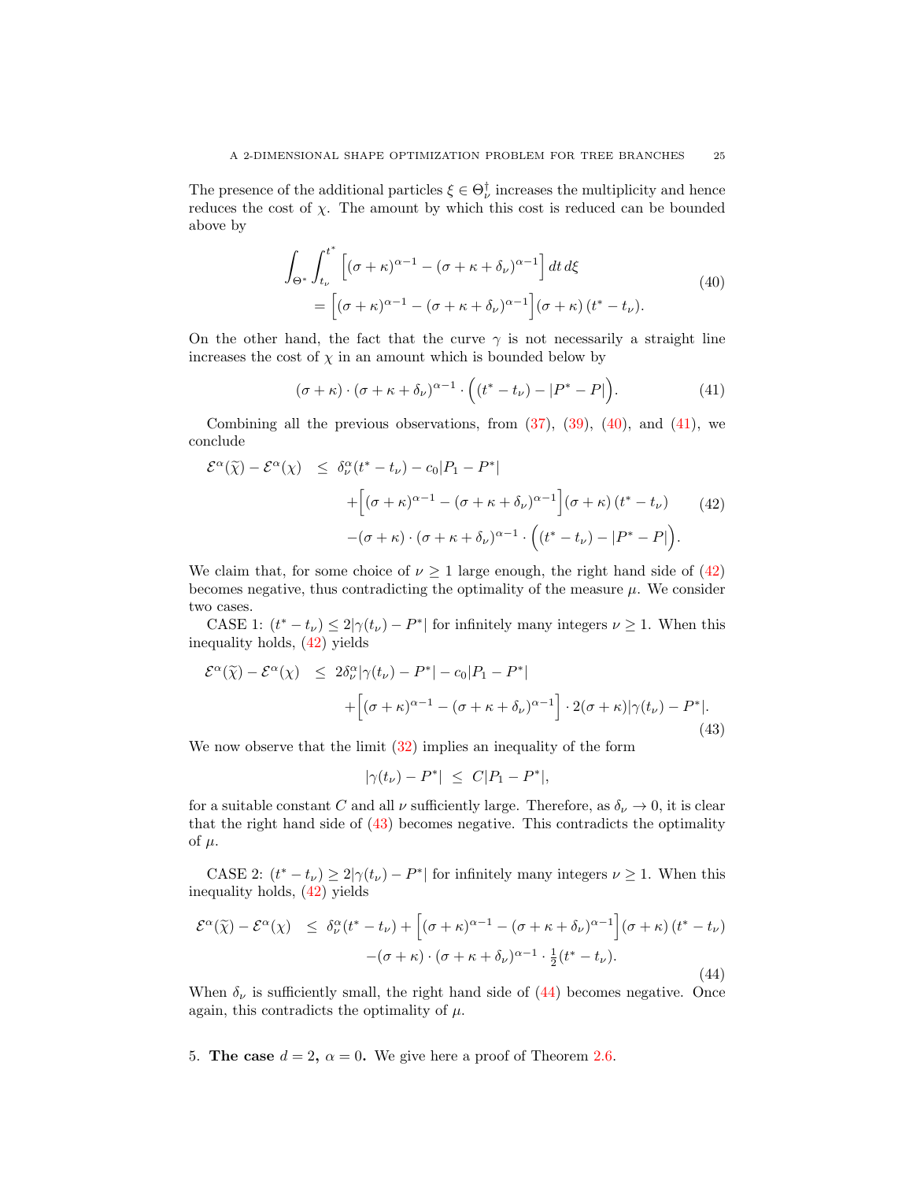The presence of the additional particles $\xi \in \Theta_\nu^\dagger$ increases the multiplicity and hence reduces the cost of $\chi$. The amount by which this cost is reduced can be bounded above by

$$
\begin{aligned}
\int_{\Theta^*} \int_{t_\nu}^{t^*} & \Big[ (\sigma+\kappa)^{\alpha-1} - (\sigma+\kappa+\delta_\nu)^{\alpha-1} \Big] \, dt \, d\xi \\
&= \Big[ (\sigma+\kappa)^{\alpha-1} - (\sigma+\kappa+\delta_\nu)^{\alpha-1} \Big] (\sigma+\kappa)\,(t^*-t_\nu).
\end{aligned}
\tag{40}
$$

On the other hand, the fact that the curve $\gamma$ is not necessarily a straight line increases the cost of $\chi$ in an amount which is bounded below by

$$
(\sigma+\kappa)\cdot(\sigma+\kappa+\delta_\nu)^{\alpha-1} \cdot \Big( (t^*-t_\nu) - |P^*-P| \Big). \tag{41}
$$

Combining all the previous observations, from (37), (39), (40), and (41), we conclude

$$
\begin{aligned}
\mathcal{E}^\alpha(\widetilde{\chi}) - \mathcal{E}^\alpha(\chi) \;\; \leq \;\; & \delta_\nu^\alpha (t^*-t_\nu) - c_0 |P_1 - P^*| \\
& + \Big[ (\sigma+\kappa)^{\alpha-1} - (\sigma+\kappa+\delta_\nu)^{\alpha-1} \Big] (\sigma+\kappa)\,(t^*-t_\nu) \\
& - (\sigma+\kappa)\cdot(\sigma+\kappa+\delta_\nu)^{\alpha-1} \cdot \Big( (t^*-t_\nu) - |P^*-P| \Big).
\end{aligned}
\tag{42}
$$

We claim that, for some choice of $\nu \geq 1$ large enough, the right hand side of (42) becomes negative, thus contradicting the optimality of the measure $\mu$. We consider two cases.

CASE 1: $(t^*-t_\nu) \leq 2|\gamma(t_\nu) - P^*|$ for infinitely many integers $\nu \geq 1$. When this inequality holds, (42) yields

$$
\begin{aligned}
\mathcal{E}^\alpha(\widetilde{\chi}) - \mathcal{E}^\alpha(\chi) \;\; \leq \;\; & 2\delta_\nu^\alpha |\gamma(t_\nu) - P^*| - c_0 |P_1 - P^*| \\
& + \Big[ (\sigma+\kappa)^{\alpha-1} - (\sigma+\kappa+\delta_\nu)^{\alpha-1} \Big] \cdot 2(\sigma+\kappa) |\gamma(t_\nu) - P^*|.
\end{aligned}
\tag{43}
$$

We now observe that the limit (32) implies an inequality of the form

$$
|\gamma(t_\nu) - P^*| \;\leq\; C|P_1 - P^*|,
$$

for a suitable constant $C$ and all $\nu$ sufficiently large. Therefore, as $\delta_\nu \to 0$, it is clear that the right hand side of (43) becomes negative. This contradicts the optimality of $\mu$.

CASE 2: $(t^*-t_\nu) \geq 2|\gamma(t_\nu) - P^*|$ for infinitely many integers $\nu \geq 1$. When this inequality holds, (42) yields

$$
\begin{aligned}
\mathcal{E}^\alpha(\widetilde{\chi}) - \mathcal{E}^\alpha(\chi) \;\; \leq \;\; & \delta_\nu^\alpha (t^*-t_\nu) + \Big[ (\sigma+\kappa)^{\alpha-1} - (\sigma+\kappa+\delta_\nu)^{\alpha-1} \Big] (\sigma+\kappa)\,(t^*-t_\nu) \\
& - (\sigma+\kappa)\cdot(\sigma+\kappa+\delta_\nu)^{\alpha-1} \cdot \tfrac{1}{2}(t^*-t_\nu).
\end{aligned}
\tag{44}
$$

When $\delta_\nu$ is sufficiently small, the right hand side of (44) becomes negative. Once again, this contradicts the optimality of $\mu$.

## 5. The case $d = 2$, $\alpha = 0$.

We give here a proof of Theorem 2.6.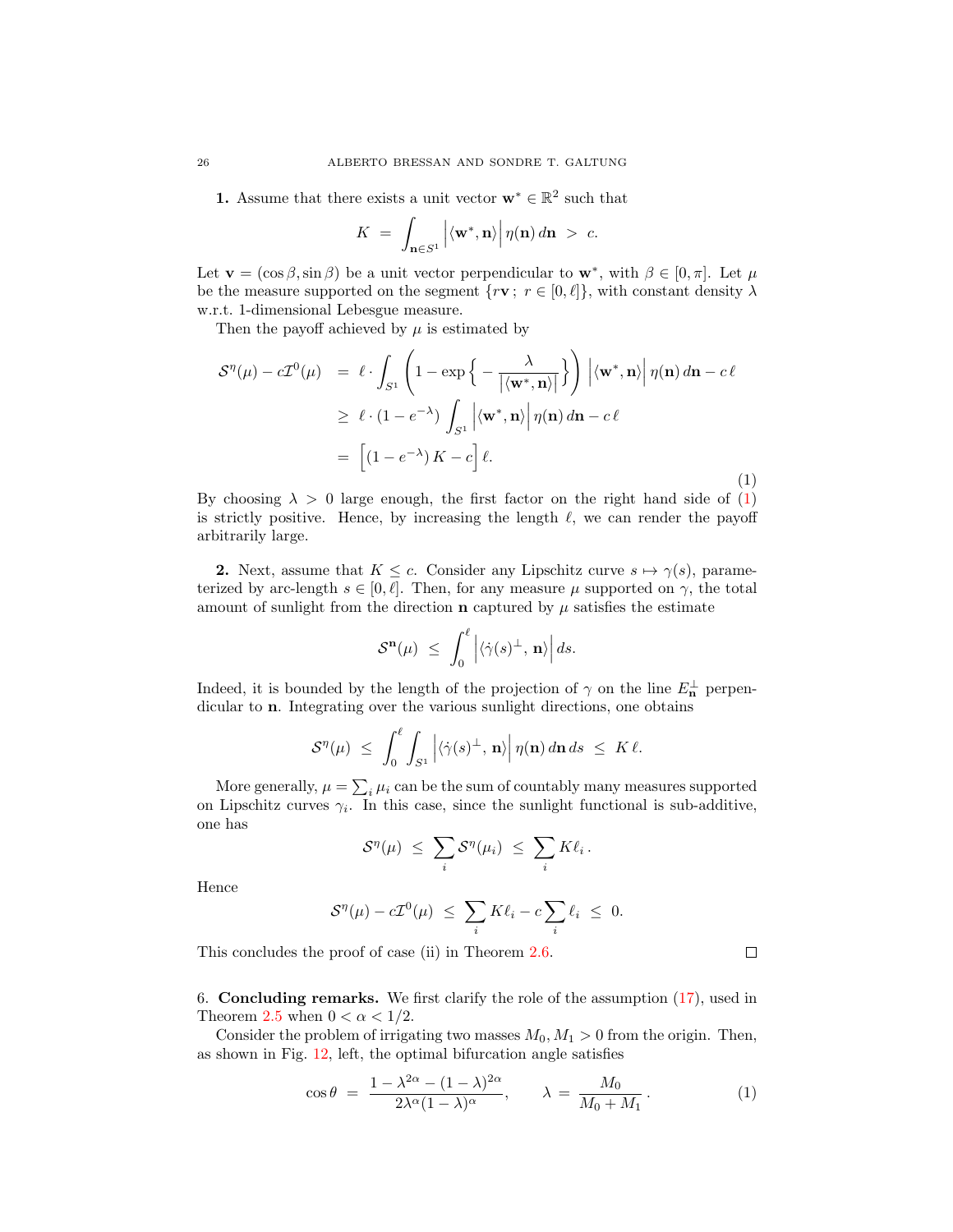**1.** Assume that there exists a unit vector $\mathbf{w}^* \in \mathbb{R}^2$ such that

$$K \;=\; \int_{\mathbf{n}\in S^1} \Big|\langle \mathbf{w}^*, \mathbf{n}\rangle\Big|\, \eta(\mathbf{n})\, d\mathbf{n} \;>\; c.$$

Let $\mathbf{v} = (\cos\beta, \sin\beta)$ be a unit vector perpendicular to $\mathbf{w}^*$, with $\beta \in [0, \pi]$. Let $\mu$ be the measure supported on the segment $\{r\mathbf{v}\,;\; r \in [0, \ell]\}$, with constant density $\lambda$ w.r.t. 1-dimensional Lebesgue measure.

Then the payoff achieved by $\mu$ is estimated by

$$\begin{aligned}
\mathcal{S}^\eta(\mu) - c\mathcal{I}^0(\mu) \;&=\; \ell \cdot \int_{S^1} \left(1 - \exp\Big\{-\frac{\lambda}{\big|\langle \mathbf{w}^*, \mathbf{n}\rangle\big|}\Big\}\right) \Big|\langle \mathbf{w}^*, \mathbf{n}\rangle\Big|\, \eta(\mathbf{n})\, d\mathbf{n} - c\,\ell \\
&\geq\; \ell \cdot (1 - e^{-\lambda}) \int_{S^1} \Big|\langle \mathbf{w}^*, \mathbf{n}\rangle\Big|\, \eta(\mathbf{n})\, d\mathbf{n} - c\,\ell \\
&=\; \Big[(1 - e^{-\lambda})\, K - c\Big]\, \ell.
\end{aligned} \tag{1}$$

By choosing $\lambda > 0$ large enough, the first factor on the right hand side of (1) is strictly positive. Hence, by increasing the length $\ell$, we can render the payoff arbitrarily large.

**2.** Next, assume that $K \leq c$. Consider any Lipschitz curve $s \mapsto \gamma(s)$, parameterized by arc-length $s \in [0, \ell]$. Then, for any measure $\mu$ supported on $\gamma$, the total amount of sunlight from the direction $\mathbf{n}$ captured by $\mu$ satisfies the estimate

$$\mathcal{S}^{\mathbf{n}}(\mu) \;\leq\; \int_0^\ell \Big|\langle \dot\gamma(s)^\perp,\, \mathbf{n}\rangle\Big|\, ds.$$

Indeed, it is bounded by the length of the projection of $\gamma$ on the line $E_{\mathbf{n}}^\perp$ perpendicular to $\mathbf{n}$. Integrating over the various sunlight directions, one obtains

$$\mathcal{S}^\eta(\mu) \;\leq\; \int_0^\ell \int_{S^1} \Big|\langle \dot\gamma(s)^\perp,\, \mathbf{n}\rangle\Big|\, \eta(\mathbf{n})\, d\mathbf{n}\, ds \;\leq\; K\,\ell.$$

More generally, $\mu = \sum_i \mu_i$ can be the sum of countably many measures supported on Lipschitz curves $\gamma_i$. In this case, since the sunlight functional is sub-additive, one has

$$\mathcal{S}^\eta(\mu) \;\leq\; \sum_i \mathcal{S}^\eta(\mu_i) \;\leq\; \sum_i K\ell_i\,.$$

Hence

$$\mathcal{S}^\eta(\mu) - c\mathcal{I}^0(\mu) \;\leq\; \sum_i K\ell_i - c\sum_i \ell_i \;\leq\; 0.$$

This concludes the proof of case (ii) in Theorem 2.6. □

## 6. Concluding remarks.

We first clarify the role of the assumption (17), used in Theorem 2.5 when $0 < \alpha < 1/2$.

Consider the problem of irrigating two masses $M_0, M_1 > 0$ from the origin. Then, as shown in Fig. 12, left, the optimal bifurcation angle satisfies

$$\cos\theta \;=\; \frac{1 - \lambda^{2\alpha} - (1-\lambda)^{2\alpha}}{2\lambda^\alpha(1-\lambda)^\alpha}, \qquad \lambda \;=\; \frac{M_0}{M_0 + M_1}\,. \tag{1}$$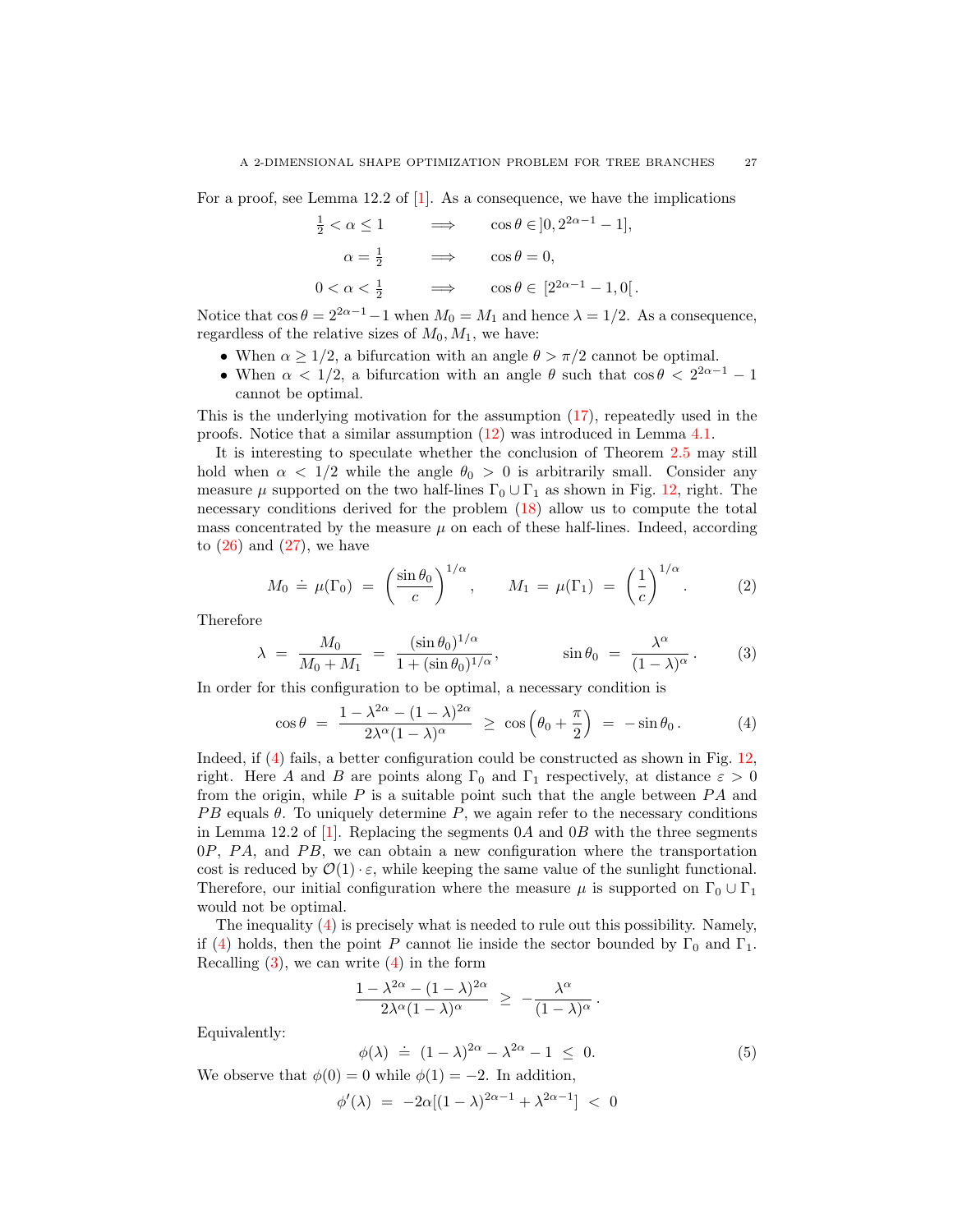For a proof, see Lemma 12.2 of [1]. As a consequence, we have the implications

$$\begin{aligned}
\tfrac{1}{2} < \alpha \leq 1 \qquad &\Longrightarrow \qquad \cos\theta \in \,]0, 2^{2\alpha-1} - 1],\\
\alpha = \tfrac{1}{2} \qquad &\Longrightarrow \qquad \cos\theta = 0,\\
0 < \alpha < \tfrac{1}{2} \qquad &\Longrightarrow \qquad \cos\theta \in \,[2^{2\alpha-1} - 1, 0[\,.
\end{aligned}$$

Notice that $\cos\theta = 2^{2\alpha-1} - 1$ when $M_0 = M_1$ and hence $\lambda = 1/2$. As a consequence, regardless of the relative sizes of $M_0, M_1$, we have:

- When $\alpha \geq 1/2$, a bifurcation with an angle $\theta > \pi/2$ cannot be optimal.
- When $\alpha < 1/2$, a bifurcation with an angle $\theta$ such that $\cos\theta < 2^{2\alpha-1} - 1$ cannot be optimal.

This is the underlying motivation for the assumption (17), repeatedly used in the proofs. Notice that a similar assumption (12) was introduced in Lemma 4.1.

It is interesting to speculate whether the conclusion of Theorem 2.5 may still hold when $\alpha < 1/2$ while the angle $\theta_0 > 0$ is arbitrarily small. Consider any measure $\mu$ supported on the two half-lines $\Gamma_0 \cup \Gamma_1$ as shown in Fig. 12, right. The necessary conditions derived for the problem (18) allow us to compute the total mass concentrated by the measure $\mu$ on each of these half-lines. Indeed, according to (26) and (27), we have

$$M_0 \doteq \mu(\Gamma_0) = \left(\frac{\sin\theta_0}{c}\right)^{1/\alpha}, \qquad M_1 = \mu(\Gamma_1) = \left(\frac{1}{c}\right)^{1/\alpha}. \tag{2}$$

Therefore

$$\lambda = \frac{M_0}{M_0 + M_1} = \frac{(\sin\theta_0)^{1/\alpha}}{1 + (\sin\theta_0)^{1/\alpha}}, \qquad \sin\theta_0 = \frac{\lambda^\alpha}{(1-\lambda)^\alpha}. \tag{3}$$

In order for this configuration to be optimal, a necessary condition is

$$\cos\theta = \frac{1 - \lambda^{2\alpha} - (1-\lambda)^{2\alpha}}{2\lambda^\alpha(1-\lambda)^\alpha} \geq \cos\Big(\theta_0 + \frac{\pi}{2}\Big) = -\sin\theta_0. \tag{4}$$

Indeed, if (4) fails, a better configuration could be constructed as shown in Fig. 12, right. Here $A$ and $B$ are points along $\Gamma_0$ and $\Gamma_1$ respectively, at distance $\varepsilon > 0$ from the origin, while $P$ is a suitable point such that the angle between $PA$ and $PB$ equals $\theta$. To uniquely determine $P$, we again refer to the necessary conditions in Lemma 12.2 of [1]. Replacing the segments $0A$ and $0B$ with the three segments $0P$, $PA$, and $PB$, we can obtain a new configuration where the transportation cost is reduced by $\mathcal{O}(1)\cdot\varepsilon$, while keeping the same value of the sunlight functional. Therefore, our initial configuration where the measure $\mu$ is supported on $\Gamma_0 \cup \Gamma_1$ would not be optimal.

The inequality (4) is precisely what is needed to rule out this possibility. Namely, if (4) holds, then the point $P$ cannot lie inside the sector bounded by $\Gamma_0$ and $\Gamma_1$. Recalling (3), we can write (4) in the form

$$\frac{1 - \lambda^{2\alpha} - (1-\lambda)^{2\alpha}}{2\lambda^\alpha(1-\lambda)^\alpha} \geq -\frac{\lambda^\alpha}{(1-\lambda)^\alpha}.$$

Equivalently:

$$\phi(\lambda) \doteq (1-\lambda)^{2\alpha} - \lambda^{2\alpha} - 1 \leq 0. \tag{5}$$

We observe that $\phi(0) = 0$ while $\phi(1) = -2$. In addition,

$$\phi'(\lambda) = -2\alpha\big[(1-\lambda)^{2\alpha-1} + \lambda^{2\alpha-1}\big] < 0$$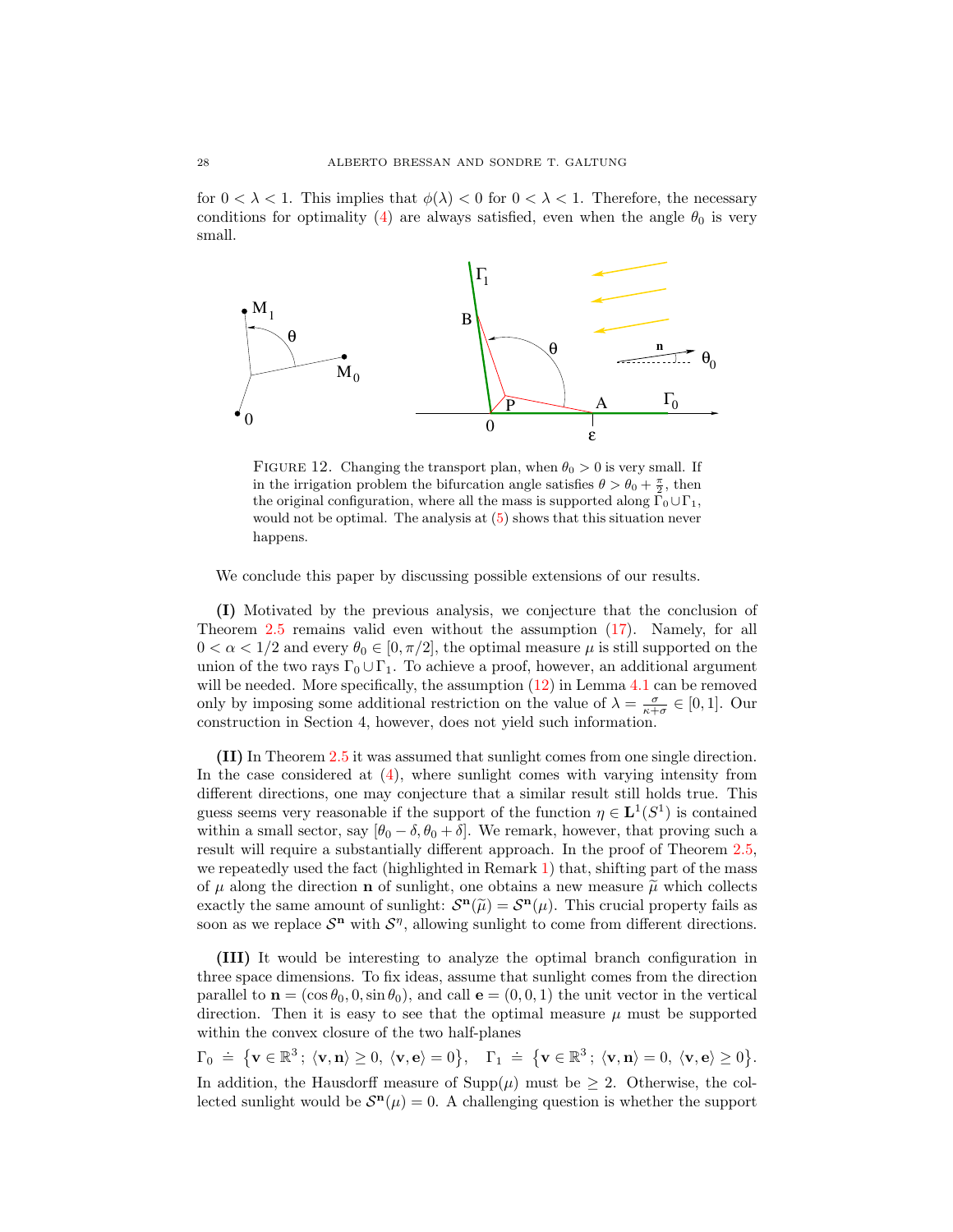for $0 < \lambda < 1$. This implies that $\phi(\lambda) < 0$ for $0 < \lambda < 1$. Therefore, the necessary conditions for optimality (4) are always satisfied, even when the angle $\theta_0$ is very small.

FIGURE 12. Changing the transport plan, when $\theta_0 > 0$ is very small. If in the irrigation problem the bifurcation angle satisfies $\theta > \theta_0 + \frac{\pi}{2}$, then the original configuration, where all the mass is supported along $\Gamma_0 \cup \Gamma_1$, would not be optimal. The analysis at (5) shows that this situation never happens.

We conclude this paper by discussing possible extensions of our results.

**(I)** Motivated by the previous analysis, we conjecture that the conclusion of Theorem 2.5 remains valid even without the assumption (17). Namely, for all $0 < \alpha < 1/2$ and every $\theta_0 \in [0, \pi/2]$, the optimal measure $\mu$ is still supported on the union of the two rays $\Gamma_0 \cup \Gamma_1$. To achieve a proof, however, an additional argument will be needed. More specifically, the assumption (12) in Lemma 4.1 can be removed only by imposing some additional restriction on the value of $\lambda = \frac{\sigma}{\kappa+\sigma} \in [0,1]$. Our construction in Section 4, however, does not yield such information.

**(II)** In Theorem 2.5 it was assumed that sunlight comes from one single direction. In the case considered at (4), where sunlight comes with varying intensity from different directions, one may conjecture that a similar result still holds true. This guess seems very reasonable if the support of the function $\eta \in \mathbf{L}^1(S^1)$ is contained within a small sector, say $[\theta_0 - \delta, \theta_0 + \delta]$. We remark, however, that proving such a result will require a substantially different approach. In the proof of Theorem 2.5, we repeatedly used the fact (highlighted in Remark 1) that, shifting part of the mass of $\mu$ along the direction $\mathbf{n}$ of sunlight, one obtains a new measure $\widetilde{\mu}$ which collects exactly the same amount of sunlight: $\mathcal{S}^{\mathbf{n}}(\widetilde{\mu}) = \mathcal{S}^{\mathbf{n}}(\mu)$. This crucial property fails as soon as we replace $\mathcal{S}^{\mathbf{n}}$ with $\mathcal{S}^{\eta}$, allowing sunlight to come from different directions.

**(III)** It would be interesting to analyze the optimal branch configuration in three space dimensions. To fix ideas, assume that sunlight comes from the direction parallel to $\mathbf{n} = (\cos\theta_0, 0, \sin\theta_0)$, and call $\mathbf{e} = (0,0,1)$ the unit vector in the vertical direction. Then it is easy to see that the optimal measure $\mu$ must be supported within the convex closure of the two half-planes

$$\Gamma_0 \doteq \{\mathbf{v} \in \mathbb{R}^3\,;\ \langle \mathbf{v}, \mathbf{n}\rangle \geq 0,\ \langle \mathbf{v}, \mathbf{e}\rangle = 0\}, \quad \Gamma_1 \doteq \{\mathbf{v} \in \mathbb{R}^3\,;\ \langle \mathbf{v}, \mathbf{n}\rangle = 0,\ \langle \mathbf{v}, \mathbf{e}\rangle \geq 0\}.$$

In addition, the Hausdorff measure of $\mathrm{Supp}(\mu)$ must be $\geq 2$. Otherwise, the collected sunlight would be $\mathcal{S}^{\mathbf{n}}(\mu) = 0$. A challenging question is whether the support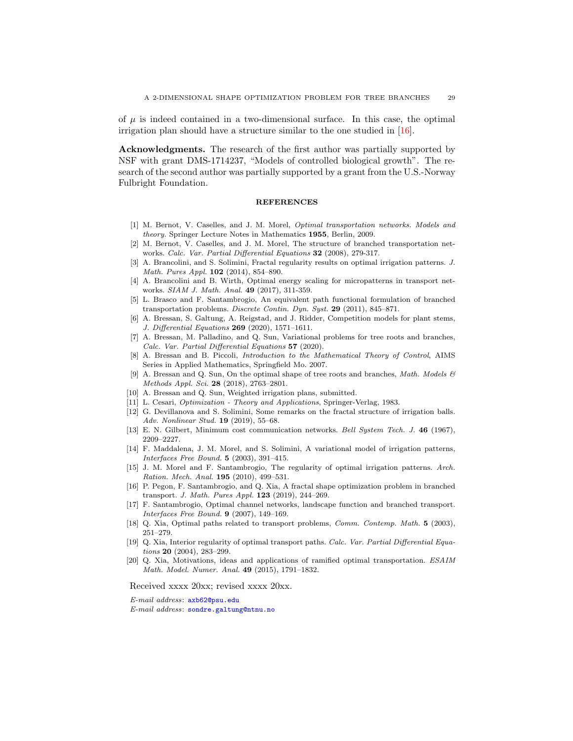of $\mu$ is indeed contained in a two-dimensional surface. In this case, the optimal irrigation plan should have a structure similar to the one studied in [16].

**Acknowledgments.** The research of the first author was partially supported by NSF with grant DMS-1714237, "Models of controlled biological growth". The research of the second author was partially supported by a grant from the U.S.-Norway Fulbright Foundation.

## REFERENCES

[1] M. Bernot, V. Caselles, and J. M. Morel, *Optimal transportation networks. Models and theory.* Springer Lecture Notes in Mathematics **1955**, Berlin, 2009.

[2] M. Bernot, V. Caselles, and J. M. Morel, The structure of branched transportation networks. *Calc. Var. Partial Differential Equations* **32** (2008), 279-317.

[3] A. Brancolini, and S. Solimini, Fractal regularity results on optimal irrigation patterns. *J. Math. Pures Appl.* **102** (2014), 854–890.

[4] A. Brancolini and B. Wirth, Optimal energy scaling for micropatterns in transport networks. *SIAM J. Math. Anal.* **49** (2017), 311-359.

[5] L. Brasco and F. Santambrogio, An equivalent path functional formulation of branched transportation problems. *Discrete Contin. Dyn. Syst.* **29** (2011), 845–871.

[6] A. Bressan, S. Galtung, A. Reigstad, and J. Ridder, Competition models for plant stems, *J. Differential Equations* **269** (2020), 1571–1611.

[7] A. Bressan, M. Palladino, and Q. Sun, Variational problems for tree roots and branches, *Calc. Var. Partial Differential Equations* **57** (2020).

[8] A. Bressan and B. Piccoli, *Introduction to the Mathematical Theory of Control*, AIMS Series in Applied Mathematics, Springfield Mo. 2007.

[9] A. Bressan and Q. Sun, On the optimal shape of tree roots and branches, *Math. Models & Methods Appl. Sci.* **28** (2018), 2763–2801.

[10] A. Bressan and Q. Sun, Weighted irrigation plans, submitted.

[11] L. Cesari, *Optimization - Theory and Applications*, Springer-Verlag, 1983.

[12] G. Devillanova and S. Solimini, Some remarks on the fractal structure of irrigation balls. *Adv. Nonlinear Stud.* **19** (2019), 55–68.

[13] E. N. Gilbert, Minimum cost communication networks. *Bell System Tech. J.* **46** (1967), 2209–2227.

[14] F. Maddalena, J. M. Morel, and S. Solimini, A variational model of irrigation patterns, *Interfaces Free Bound.* **5** (2003), 391–415.

[15] J. M. Morel and F. Santambrogio, The regularity of optimal irrigation patterns. *Arch. Ration. Mech. Anal.* **195** (2010), 499–531.

[16] P. Pegon, F. Santambrogio, and Q. Xia, A fractal shape optimization problem in branched transport. *J. Math. Pures Appl.* **123** (2019), 244–269.

[17] F. Santambrogio, Optimal channel networks, landscape function and branched transport. *Interfaces Free Bound.* **9** (2007), 149–169.

[18] Q. Xia, Optimal paths related to transport problems, *Comm. Contemp. Math.* **5** (2003), 251–279.

[19] Q. Xia, Interior regularity of optimal transport paths. *Calc. Var. Partial Differential Equations* **20** (2004), 283–299.

[20] Q. Xia, Motivations, ideas and applications of ramified optimal transportation. *ESAIM Math. Model. Numer. Anal.* **49** (2015), 1791–1832.

Received xxxx 20xx; revised xxxx 20xx.

*E-mail address*: axb62@psu.edu
*E-mail address*: sondre.galtung@ntnu.no